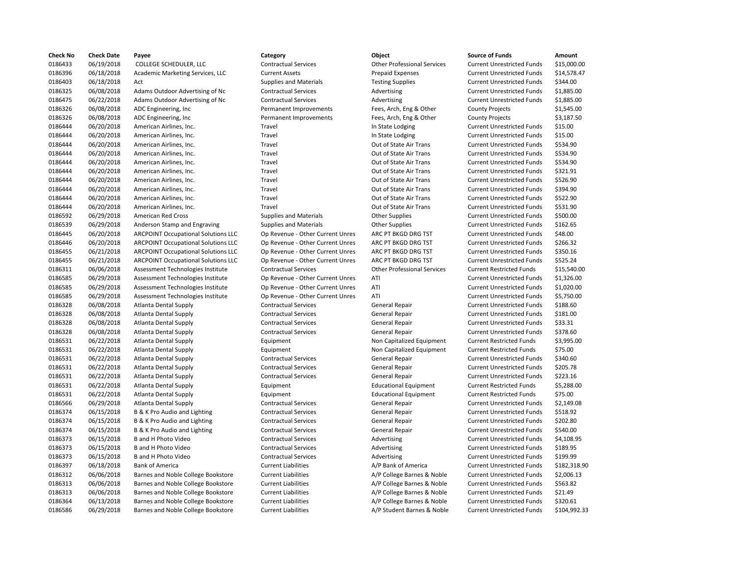| Check No | Check Date | Payee | Category | Object | Source of Funds | Amount |
|---|---|---|---|---|---|---|
| 0186433 | 06/19/2018 | COLLEGE SCHEDULER, LLC | Contractual Services | Other Professional Services | Current Unrestricted Funds | $15,000.00 |
| 0186396 | 06/18/2018 | Academic Marketing Services, LLC | Current Assets | Prepaid Expenses | Current Unrestricted Funds | $14,578.47 |
| 0186403 | 06/18/2018 | Act | Supplies and Materials | Testing Supplies | Current Unrestricted Funds | $344.00 |
| 0186325 | 06/08/2018 | Adams Outdoor Advertising of Nc | Contractual Services | Advertising | Current Unrestricted Funds | $1,885.00 |
| 0186475 | 06/22/2018 | Adams Outdoor Advertising of Nc | Contractual Services | Advertising | Current Unrestricted Funds | $1,885.00 |
| 0186326 | 06/08/2018 | ADC Engineering, Inc | Permanent Improvements | Fees, Arch, Eng & Other | County Projects | $1,545.00 |
| 0186326 | 06/08/2018 | ADC Engineering, Inc | Permanent Improvements | Fees, Arch, Eng & Other | County Projects | $3,187.50 |
| 0186444 | 06/20/2018 | American Airlines, Inc. | Travel | In State Lodging | Current Unrestricted Funds | $15.00 |
| 0186444 | 06/20/2018 | American Airlines, Inc. | Travel | In State Lodging | Current Unrestricted Funds | $15.00 |
| 0186444 | 06/20/2018 | American Airlines, Inc. | Travel | Out of State Air Trans | Current Unrestricted Funds | $534.90 |
| 0186444 | 06/20/2018 | American Airlines, Inc. | Travel | Out of State Air Trans | Current Unrestricted Funds | $534.90 |
| 0186444 | 06/20/2018 | American Airlines, Inc. | Travel | Out of State Air Trans | Current Unrestricted Funds | $534.90 |
| 0186444 | 06/20/2018 | American Airlines, Inc. | Travel | Out of State Air Trans | Current Unrestricted Funds | $321.91 |
| 0186444 | 06/20/2018 | American Airlines, Inc. | Travel | Out of State Air Trans | Current Unrestricted Funds | $526.90 |
| 0186444 | 06/20/2018 | American Airlines, Inc. | Travel | Out of State Air Trans | Current Unrestricted Funds | $394.90 |
| 0186444 | 06/20/2018 | American Airlines, Inc. | Travel | Out of State Air Trans | Current Unrestricted Funds | $522.90 |
| 0186444 | 06/20/2018 | American Airlines, Inc. | Travel | Out of State Air Trans | Current Unrestricted Funds | $531.90 |
| 0186592 | 06/29/2018 | American Red Cross | Supplies and Materials | Other Supplies | Current Unrestricted Funds | $500.00 |
| 0186539 | 06/29/2018 | Anderson Stamp and Engraving | Supplies and Materials | Other Supplies | Current Unrestricted Funds | $162.65 |
| 0186445 | 06/20/2018 | ARCPOINT Occupational Solutions LLC | Op Revenue - Other Current Unres | ARC PT BKGD DRG TST | Current Unrestricted Funds | $48.00 |
| 0186446 | 06/20/2018 | ARCPOINT Occupational Solutions LLC | Op Revenue - Other Current Unres | ARC PT BKGD DRG TST | Current Unrestricted Funds | $266.32 |
| 0186455 | 06/21/2018 | ARCPOINT Occupational Solutions LLC | Op Revenue - Other Current Unres | ARC PT BKGD DRG TST | Current Unrestricted Funds | $350.16 |
| 0186455 | 06/21/2018 | ARCPOINT Occupational Solutions LLC | Op Revenue - Other Current Unres | ARC PT BKGD DRG TST | Current Unrestricted Funds | $525.24 |
| 0186311 | 06/06/2018 | Assessment Technologies Institute | Contractual Services | Other Professional Services | Current Restricted Funds | $15,540.00 |
| 0186585 | 06/29/2018 | Assessment Technologies Institute | Op Revenue - Other Current Unres | ATI | Current Unrestricted Funds | $1,326.00 |
| 0186585 | 06/29/2018 | Assessment Technologies Institute | Op Revenue - Other Current Unres | ATI | Current Unrestricted Funds | $1,020.00 |
| 0186585 | 06/29/2018 | Assessment Technologies Institute | Op Revenue - Other Current Unres | ATI | Current Unrestricted Funds | $5,750.00 |
| 0186328 | 06/08/2018 | Atlanta Dental Supply | Contractual Services | General Repair | Current Unrestricted Funds | $188.60 |
| 0186328 | 06/08/2018 | Atlanta Dental Supply | Contractual Services | General Repair | Current Unrestricted Funds | $181.00 |
| 0186328 | 06/08/2018 | Atlanta Dental Supply | Contractual Services | General Repair | Current Unrestricted Funds | $33.31 |
| 0186328 | 06/08/2018 | Atlanta Dental Supply | Contractual Services | General Repair | Current Unrestricted Funds | $378.60 |
| 0186531 | 06/22/2018 | Atlanta Dental Supply | Equipment | Non Capitalized Equipment | Current Restricted Funds | $3,995.00 |
| 0186531 | 06/22/2018 | Atlanta Dental Supply | Equipment | Non Capitalized Equipment | Current Restricted Funds | $75.00 |
| 0186531 | 06/22/2018 | Atlanta Dental Supply | Contractual Services | General Repair | Current Unrestricted Funds | $340.60 |
| 0186531 | 06/22/2018 | Atlanta Dental Supply | Contractual Services | General Repair | Current Unrestricted Funds | $205.78 |
| 0186531 | 06/22/2018 | Atlanta Dental Supply | Contractual Services | General Repair | Current Unrestricted Funds | $223.16 |
| 0186531 | 06/22/2018 | Atlanta Dental Supply | Equipment | Educational Equipment | Current Restricted Funds | $5,288.00 |
| 0186531 | 06/22/2018 | Atlanta Dental Supply | Equipment | Educational Equipment | Current Restricted Funds | $75.00 |
| 0186566 | 06/29/2018 | Atlanta Dental Supply | Contractual Services | General Repair | Current Unrestricted Funds | $2,149.08 |
| 0186374 | 06/15/2018 | B & K Pro Audio and Lighting | Contractual Services | General Repair | Current Unrestricted Funds | $518.92 |
| 0186374 | 06/15/2018 | B & K Pro Audio and Lighting | Contractual Services | General Repair | Current Unrestricted Funds | $202.80 |
| 0186374 | 06/15/2018 | B & K Pro Audio and Lighting | Contractual Services | General Repair | Current Unrestricted Funds | $540.00 |
| 0186373 | 06/15/2018 | B and H Photo Video | Contractual Services | Advertising | Current Unrestricted Funds | $4,108.95 |
| 0186373 | 06/15/2018 | B and H Photo Video | Contractual Services | Advertising | Current Unrestricted Funds | $189.95 |
| 0186373 | 06/15/2018 | B and H Photo Video | Contractual Services | Advertising | Current Unrestricted Funds | $199.99 |
| 0186397 | 06/18/2018 | Bank of America | Current Liabilities | A/P Bank of America | Current Unrestricted Funds | $182,318.90 |
| 0186312 | 06/06/2018 | Barnes and Noble College Bookstore | Current Liabilities | A/P College Barnes & Noble | Current Unrestricted Funds | $2,006.13 |
| 0186313 | 06/06/2018 | Barnes and Noble College Bookstore | Current Liabilities | A/P College Barnes & Noble | Current Unrestricted Funds | $563.82 |
| 0186313 | 06/06/2018 | Barnes and Noble College Bookstore | Current Liabilities | A/P College Barnes & Noble | Current Unrestricted Funds | $21.49 |
| 0186364 | 06/13/2018 | Barnes and Noble College Bookstore | Current Liabilities | A/P College Barnes & Noble | Current Unrestricted Funds | $320.61 |
| 0186586 | 06/29/2018 | Barnes and Noble College Bookstore | Current Liabilities | A/P Student Barnes & Noble | Current Unrestricted Funds | $104,992.33 |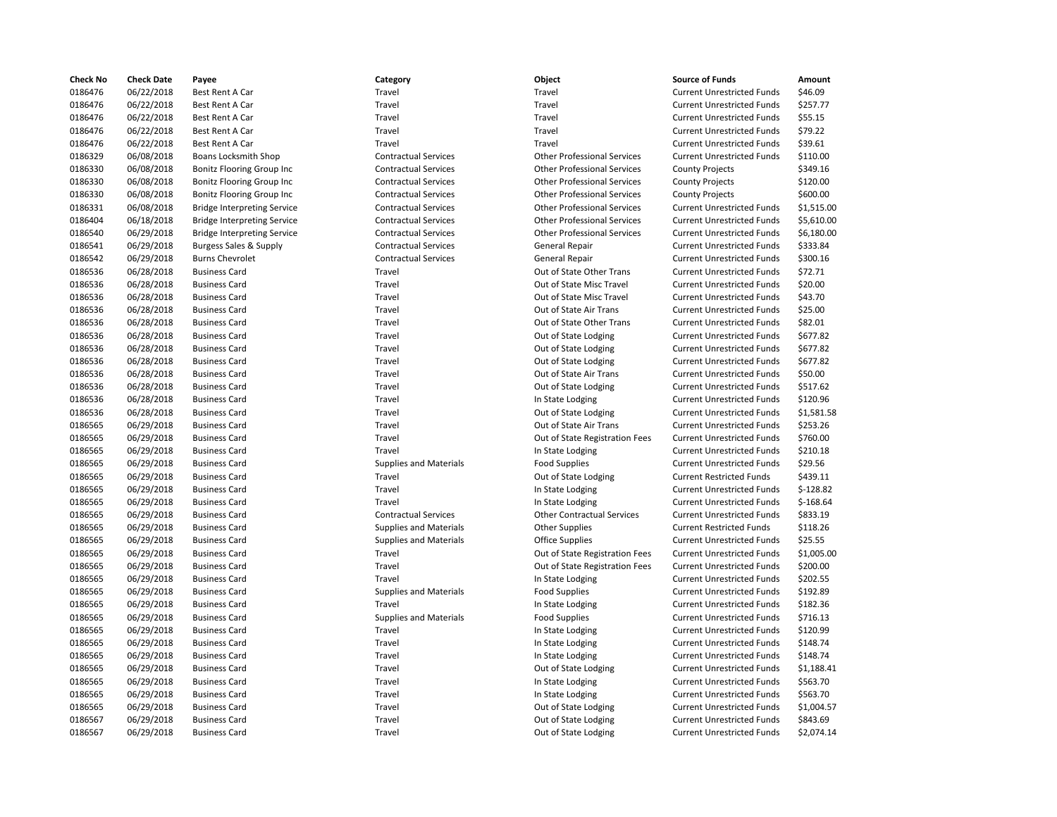| Check No | Check Date | Payee | Category | Object | Source of Funds | Amount |
|---|---|---|---|---|---|---|
| 0186476 | 06/22/2018 | Best Rent A Car | Travel | Travel | Current Unrestricted Funds | $46.09 |
| 0186476 | 06/22/2018 | Best Rent A Car | Travel | Travel | Current Unrestricted Funds | $257.77 |
| 0186476 | 06/22/2018 | Best Rent A Car | Travel | Travel | Current Unrestricted Funds | $55.15 |
| 0186476 | 06/22/2018 | Best Rent A Car | Travel | Travel | Current Unrestricted Funds | $79.22 |
| 0186476 | 06/22/2018 | Best Rent A Car | Travel | Travel | Current Unrestricted Funds | $39.61 |
| 0186329 | 06/08/2018 | Boans Locksmith Shop | Contractual Services | Other Professional Services | Current Unrestricted Funds | $110.00 |
| 0186330 | 06/08/2018 | Bonitz Flooring Group Inc | Contractual Services | Other Professional Services | County Projects | $349.16 |
| 0186330 | 06/08/2018 | Bonitz Flooring Group Inc | Contractual Services | Other Professional Services | County Projects | $120.00 |
| 0186330 | 06/08/2018 | Bonitz Flooring Group Inc | Contractual Services | Other Professional Services | County Projects | $600.00 |
| 0186331 | 06/08/2018 | Bridge Interpreting Service | Contractual Services | Other Professional Services | Current Unrestricted Funds | $1,515.00 |
| 0186404 | 06/18/2018 | Bridge Interpreting Service | Contractual Services | Other Professional Services | Current Unrestricted Funds | $5,610.00 |
| 0186540 | 06/29/2018 | Bridge Interpreting Service | Contractual Services | Other Professional Services | Current Unrestricted Funds | $6,180.00 |
| 0186541 | 06/29/2018 | Burgess Sales & Supply | Contractual Services | General Repair | Current Unrestricted Funds | $333.84 |
| 0186542 | 06/29/2018 | Burns Chevrolet | Contractual Services | General Repair | Current Unrestricted Funds | $300.16 |
| 0186536 | 06/28/2018 | Business Card | Travel | Out of State Other Trans | Current Unrestricted Funds | $72.71 |
| 0186536 | 06/28/2018 | Business Card | Travel | Out of State Misc Travel | Current Unrestricted Funds | $20.00 |
| 0186536 | 06/28/2018 | Business Card | Travel | Out of State Misc Travel | Current Unrestricted Funds | $43.70 |
| 0186536 | 06/28/2018 | Business Card | Travel | Out of State Air Trans | Current Unrestricted Funds | $25.00 |
| 0186536 | 06/28/2018 | Business Card | Travel | Out of State Other Trans | Current Unrestricted Funds | $82.01 |
| 0186536 | 06/28/2018 | Business Card | Travel | Out of State Lodging | Current Unrestricted Funds | $677.82 |
| 0186536 | 06/28/2018 | Business Card | Travel | Out of State Lodging | Current Unrestricted Funds | $677.82 |
| 0186536 | 06/28/2018 | Business Card | Travel | Out of State Lodging | Current Unrestricted Funds | $677.82 |
| 0186536 | 06/28/2018 | Business Card | Travel | Out of State Air Trans | Current Unrestricted Funds | $50.00 |
| 0186536 | 06/28/2018 | Business Card | Travel | Out of State Lodging | Current Unrestricted Funds | $517.62 |
| 0186536 | 06/28/2018 | Business Card | Travel | In State Lodging | Current Unrestricted Funds | $120.96 |
| 0186536 | 06/28/2018 | Business Card | Travel | Out of State Lodging | Current Unrestricted Funds | $1,581.58 |
| 0186565 | 06/29/2018 | Business Card | Travel | Out of State Air Trans | Current Unrestricted Funds | $253.26 |
| 0186565 | 06/29/2018 | Business Card | Travel | Out of State Registration Fees | Current Unrestricted Funds | $760.00 |
| 0186565 | 06/29/2018 | Business Card | Travel | In State Lodging | Current Unrestricted Funds | $210.18 |
| 0186565 | 06/29/2018 | Business Card | Supplies and Materials | Food Supplies | Current Unrestricted Funds | $29.56 |
| 0186565 | 06/29/2018 | Business Card | Travel | Out of State Lodging | Current Restricted Funds | $439.11 |
| 0186565 | 06/29/2018 | Business Card | Travel | In State Lodging | Current Unrestricted Funds | $-128.82 |
| 0186565 | 06/29/2018 | Business Card | Travel | In State Lodging | Current Unrestricted Funds | $-168.64 |
| 0186565 | 06/29/2018 | Business Card | Contractual Services | Other Contractual Services | Current Unrestricted Funds | $833.19 |
| 0186565 | 06/29/2018 | Business Card | Supplies and Materials | Other Supplies | Current Restricted Funds | $118.26 |
| 0186565 | 06/29/2018 | Business Card | Supplies and Materials | Office Supplies | Current Unrestricted Funds | $25.55 |
| 0186565 | 06/29/2018 | Business Card | Travel | Out of State Registration Fees | Current Unrestricted Funds | $1,005.00 |
| 0186565 | 06/29/2018 | Business Card | Travel | Out of State Registration Fees | Current Unrestricted Funds | $200.00 |
| 0186565 | 06/29/2018 | Business Card | Travel | In State Lodging | Current Unrestricted Funds | $202.55 |
| 0186565 | 06/29/2018 | Business Card | Supplies and Materials | Food Supplies | Current Unrestricted Funds | $192.89 |
| 0186565 | 06/29/2018 | Business Card | Travel | In State Lodging | Current Unrestricted Funds | $182.36 |
| 0186565 | 06/29/2018 | Business Card | Supplies and Materials | Food Supplies | Current Unrestricted Funds | $716.13 |
| 0186565 | 06/29/2018 | Business Card | Travel | In State Lodging | Current Unrestricted Funds | $120.99 |
| 0186565 | 06/29/2018 | Business Card | Travel | In State Lodging | Current Unrestricted Funds | $148.74 |
| 0186565 | 06/29/2018 | Business Card | Travel | In State Lodging | Current Unrestricted Funds | $148.74 |
| 0186565 | 06/29/2018 | Business Card | Travel | Out of State Lodging | Current Unrestricted Funds | $1,188.41 |
| 0186565 | 06/29/2018 | Business Card | Travel | In State Lodging | Current Unrestricted Funds | $563.70 |
| 0186565 | 06/29/2018 | Business Card | Travel | In State Lodging | Current Unrestricted Funds | $563.70 |
| 0186565 | 06/29/2018 | Business Card | Travel | Out of State Lodging | Current Unrestricted Funds | $1,004.57 |
| 0186567 | 06/29/2018 | Business Card | Travel | Out of State Lodging | Current Unrestricted Funds | $843.69 |
| 0186567 | 06/29/2018 | Business Card | Travel | Out of State Lodging | Current Unrestricted Funds | $2,074.14 |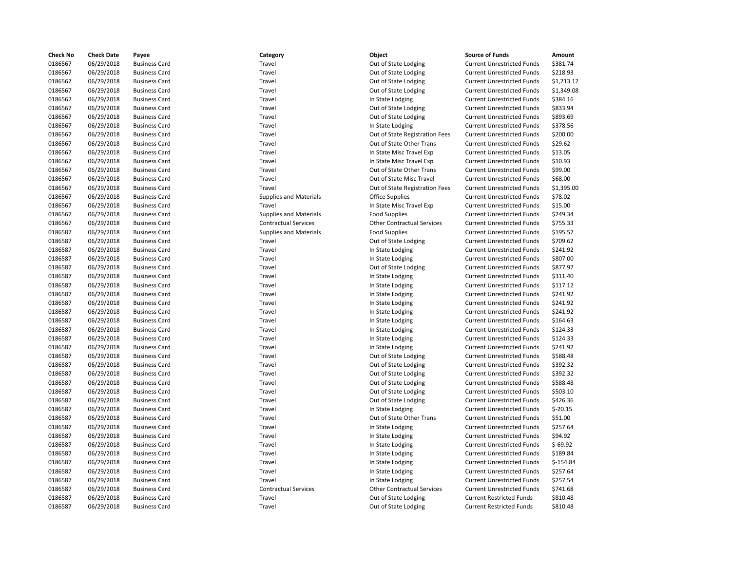| Check No | Check Date | Payee | Category | Object | Source of Funds | Amount |
| --- | --- | --- | --- | --- | --- | --- |
| 0186567 | 06/29/2018 | Business Card | Travel | Out of State Lodging | Current Unrestricted Funds | $381.74 |
| 0186567 | 06/29/2018 | Business Card | Travel | Out of State Lodging | Current Unrestricted Funds | $218.93 |
| 0186567 | 06/29/2018 | Business Card | Travel | Out of State Lodging | Current Unrestricted Funds | $1,213.12 |
| 0186567 | 06/29/2018 | Business Card | Travel | Out of State Lodging | Current Unrestricted Funds | $1,349.08 |
| 0186567 | 06/29/2018 | Business Card | Travel | In State Lodging | Current Unrestricted Funds | $384.16 |
| 0186567 | 06/29/2018 | Business Card | Travel | Out of State Lodging | Current Unrestricted Funds | $833.94 |
| 0186567 | 06/29/2018 | Business Card | Travel | Out of State Lodging | Current Unrestricted Funds | $893.69 |
| 0186567 | 06/29/2018 | Business Card | Travel | In State Lodging | Current Unrestricted Funds | $378.56 |
| 0186567 | 06/29/2018 | Business Card | Travel | Out of State Registration Fees | Current Unrestricted Funds | $200.00 |
| 0186567 | 06/29/2018 | Business Card | Travel | Out of State Other Trans | Current Unrestricted Funds | $29.62 |
| 0186567 | 06/29/2018 | Business Card | Travel | In State Misc Travel Exp | Current Unrestricted Funds | $13.05 |
| 0186567 | 06/29/2018 | Business Card | Travel | In State Misc Travel Exp | Current Unrestricted Funds | $10.93 |
| 0186567 | 06/29/2018 | Business Card | Travel | Out of State Other Trans | Current Unrestricted Funds | $99.00 |
| 0186567 | 06/29/2018 | Business Card | Travel | Out of State Misc Travel | Current Unrestricted Funds | $68.00 |
| 0186567 | 06/29/2018 | Business Card | Travel | Out of State Registration Fees | Current Unrestricted Funds | $1,395.00 |
| 0186567 | 06/29/2018 | Business Card | Supplies and Materials | Office Supplies | Current Unrestricted Funds | $78.02 |
| 0186567 | 06/29/2018 | Business Card | Travel | In State Misc Travel Exp | Current Unrestricted Funds | $15.00 |
| 0186567 | 06/29/2018 | Business Card | Supplies and Materials | Food Supplies | Current Unrestricted Funds | $249.34 |
| 0186567 | 06/29/2018 | Business Card | Contractual Services | Other Contractual Services | Current Unrestricted Funds | $755.33 |
| 0186587 | 06/29/2018 | Business Card | Supplies and Materials | Food Supplies | Current Unrestricted Funds | $195.57 |
| 0186587 | 06/29/2018 | Business Card | Travel | Out of State Lodging | Current Unrestricted Funds | $709.62 |
| 0186587 | 06/29/2018 | Business Card | Travel | In State Lodging | Current Unrestricted Funds | $241.92 |
| 0186587 | 06/29/2018 | Business Card | Travel | In State Lodging | Current Unrestricted Funds | $807.00 |
| 0186587 | 06/29/2018 | Business Card | Travel | Out of State Lodging | Current Unrestricted Funds | $877.97 |
| 0186587 | 06/29/2018 | Business Card | Travel | In State Lodging | Current Unrestricted Funds | $311.40 |
| 0186587 | 06/29/2018 | Business Card | Travel | In State Lodging | Current Unrestricted Funds | $117.12 |
| 0186587 | 06/29/2018 | Business Card | Travel | In State Lodging | Current Unrestricted Funds | $241.92 |
| 0186587 | 06/29/2018 | Business Card | Travel | In State Lodging | Current Unrestricted Funds | $241.92 |
| 0186587 | 06/29/2018 | Business Card | Travel | In State Lodging | Current Unrestricted Funds | $241.92 |
| 0186587 | 06/29/2018 | Business Card | Travel | In State Lodging | Current Unrestricted Funds | $164.63 |
| 0186587 | 06/29/2018 | Business Card | Travel | In State Lodging | Current Unrestricted Funds | $124.33 |
| 0186587 | 06/29/2018 | Business Card | Travel | In State Lodging | Current Unrestricted Funds | $124.33 |
| 0186587 | 06/29/2018 | Business Card | Travel | In State Lodging | Current Unrestricted Funds | $241.92 |
| 0186587 | 06/29/2018 | Business Card | Travel | Out of State Lodging | Current Unrestricted Funds | $588.48 |
| 0186587 | 06/29/2018 | Business Card | Travel | Out of State Lodging | Current Unrestricted Funds | $392.32 |
| 0186587 | 06/29/2018 | Business Card | Travel | Out of State Lodging | Current Unrestricted Funds | $392.32 |
| 0186587 | 06/29/2018 | Business Card | Travel | Out of State Lodging | Current Unrestricted Funds | $588.48 |
| 0186587 | 06/29/2018 | Business Card | Travel | Out of State Lodging | Current Unrestricted Funds | $503.10 |
| 0186587 | 06/29/2018 | Business Card | Travel | Out of State Lodging | Current Unrestricted Funds | $426.36 |
| 0186587 | 06/29/2018 | Business Card | Travel | In State Lodging | Current Unrestricted Funds | $-20.15 |
| 0186587 | 06/29/2018 | Business Card | Travel | Out of State Other Trans | Current Unrestricted Funds | $51.00 |
| 0186587 | 06/29/2018 | Business Card | Travel | In State Lodging | Current Unrestricted Funds | $257.64 |
| 0186587 | 06/29/2018 | Business Card | Travel | In State Lodging | Current Unrestricted Funds | $94.92 |
| 0186587 | 06/29/2018 | Business Card | Travel | In State Lodging | Current Unrestricted Funds | $-69.92 |
| 0186587 | 06/29/2018 | Business Card | Travel | In State Lodging | Current Unrestricted Funds | $189.84 |
| 0186587 | 06/29/2018 | Business Card | Travel | In State Lodging | Current Unrestricted Funds | $-154.84 |
| 0186587 | 06/29/2018 | Business Card | Travel | In State Lodging | Current Unrestricted Funds | $257.64 |
| 0186587 | 06/29/2018 | Business Card | Travel | In State Lodging | Current Unrestricted Funds | $257.54 |
| 0186587 | 06/29/2018 | Business Card | Contractual Services | Other Contractual Services | Current Unrestricted Funds | $741.68 |
| 0186587 | 06/29/2018 | Business Card | Travel | Out of State Lodging | Current Restricted Funds | $810.48 |
| 0186587 | 06/29/2018 | Business Card | Travel | Out of State Lodging | Current Restricted Funds | $810.48 |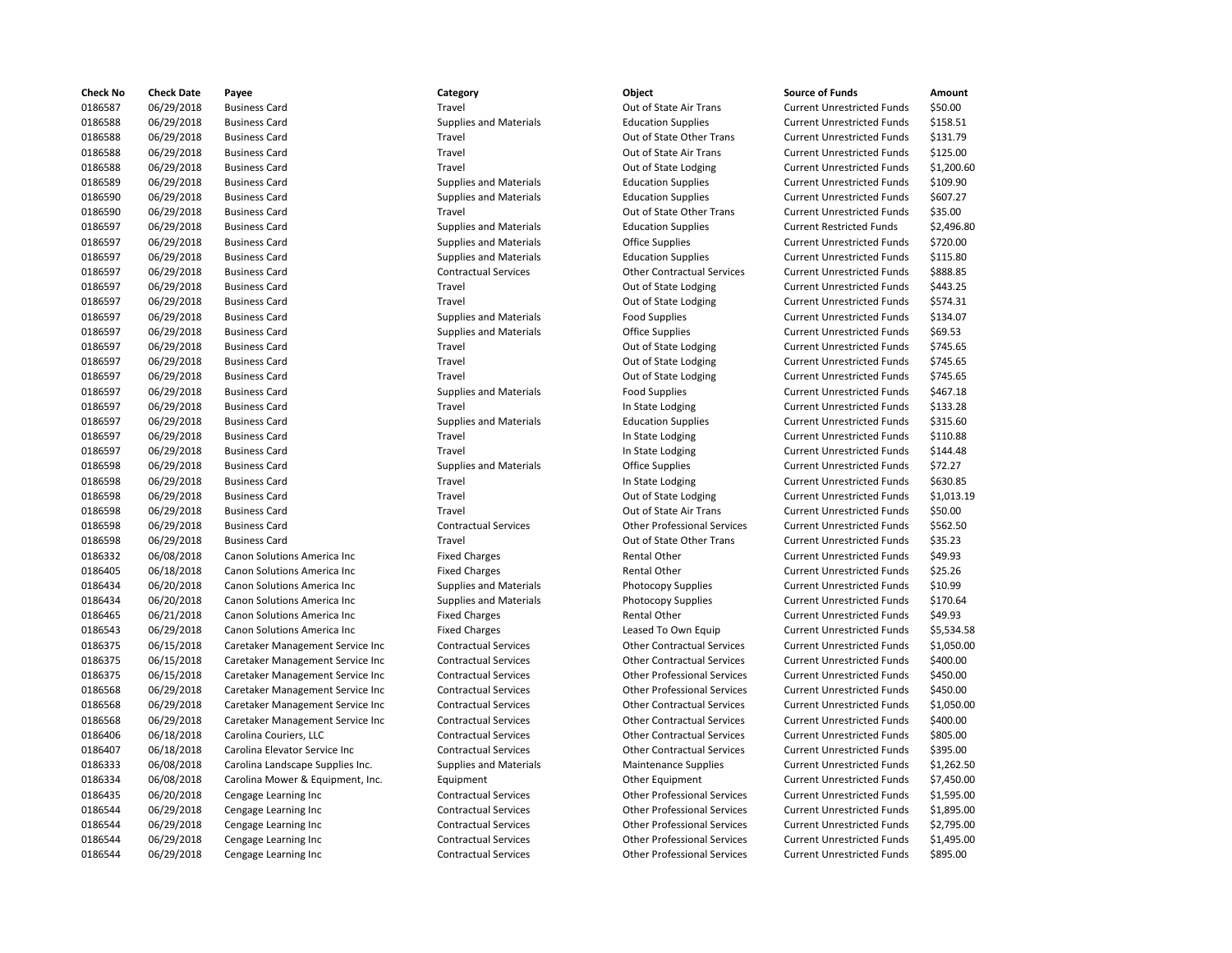| Check No | Check Date | Payee | Category | Object | Source of Funds | Amount |
|---|---|---|---|---|---|---|
| 0186587 | 06/29/2018 | Business Card | Travel | Out of State Air Trans | Current Unrestricted Funds | $50.00 |
| 0186588 | 06/29/2018 | Business Card | Supplies and Materials | Education Supplies | Current Unrestricted Funds | $158.51 |
| 0186588 | 06/29/2018 | Business Card | Travel | Out of State Other Trans | Current Unrestricted Funds | $131.79 |
| 0186588 | 06/29/2018 | Business Card | Travel | Out of State Air Trans | Current Unrestricted Funds | $125.00 |
| 0186588 | 06/29/2018 | Business Card | Travel | Out of State Lodging | Current Unrestricted Funds | $1,200.60 |
| 0186589 | 06/29/2018 | Business Card | Supplies and Materials | Education Supplies | Current Unrestricted Funds | $109.90 |
| 0186590 | 06/29/2018 | Business Card | Supplies and Materials | Education Supplies | Current Unrestricted Funds | $607.27 |
| 0186590 | 06/29/2018 | Business Card | Travel | Out of State Other Trans | Current Unrestricted Funds | $35.00 |
| 0186597 | 06/29/2018 | Business Card | Supplies and Materials | Education Supplies | Current Restricted Funds | $2,496.80 |
| 0186597 | 06/29/2018 | Business Card | Supplies and Materials | Office Supplies | Current Unrestricted Funds | $720.00 |
| 0186597 | 06/29/2018 | Business Card | Supplies and Materials | Education Supplies | Current Unrestricted Funds | $115.80 |
| 0186597 | 06/29/2018 | Business Card | Contractual Services | Other Contractual Services | Current Unrestricted Funds | $888.85 |
| 0186597 | 06/29/2018 | Business Card | Travel | Out of State Lodging | Current Unrestricted Funds | $443.25 |
| 0186597 | 06/29/2018 | Business Card | Travel | Out of State Lodging | Current Unrestricted Funds | $574.31 |
| 0186597 | 06/29/2018 | Business Card | Supplies and Materials | Food Supplies | Current Unrestricted Funds | $134.07 |
| 0186597 | 06/29/2018 | Business Card | Supplies and Materials | Office Supplies | Current Unrestricted Funds | $69.53 |
| 0186597 | 06/29/2018 | Business Card | Travel | Out of State Lodging | Current Unrestricted Funds | $745.65 |
| 0186597 | 06/29/2018 | Business Card | Travel | Out of State Lodging | Current Unrestricted Funds | $745.65 |
| 0186597 | 06/29/2018 | Business Card | Travel | Out of State Lodging | Current Unrestricted Funds | $745.65 |
| 0186597 | 06/29/2018 | Business Card | Supplies and Materials | Food Supplies | Current Unrestricted Funds | $467.18 |
| 0186597 | 06/29/2018 | Business Card | Travel | In State Lodging | Current Unrestricted Funds | $133.28 |
| 0186597 | 06/29/2018 | Business Card | Supplies and Materials | Education Supplies | Current Unrestricted Funds | $315.60 |
| 0186597 | 06/29/2018 | Business Card | Travel | In State Lodging | Current Unrestricted Funds | $110.88 |
| 0186597 | 06/29/2018 | Business Card | Travel | In State Lodging | Current Unrestricted Funds | $144.48 |
| 0186598 | 06/29/2018 | Business Card | Supplies and Materials | Office Supplies | Current Unrestricted Funds | $72.27 |
| 0186598 | 06/29/2018 | Business Card | Travel | In State Lodging | Current Unrestricted Funds | $630.85 |
| 0186598 | 06/29/2018 | Business Card | Travel | Out of State Lodging | Current Unrestricted Funds | $1,013.19 |
| 0186598 | 06/29/2018 | Business Card | Travel | Out of State Air Trans | Current Unrestricted Funds | $50.00 |
| 0186598 | 06/29/2018 | Business Card | Contractual Services | Other Professional Services | Current Unrestricted Funds | $562.50 |
| 0186598 | 06/29/2018 | Business Card | Travel | Out of State Other Trans | Current Unrestricted Funds | $35.23 |
| 0186332 | 06/08/2018 | Canon Solutions America Inc | Fixed Charges | Rental Other | Current Unrestricted Funds | $49.93 |
| 0186405 | 06/18/2018 | Canon Solutions America Inc | Fixed Charges | Rental Other | Current Unrestricted Funds | $25.26 |
| 0186434 | 06/20/2018 | Canon Solutions America Inc | Supplies and Materials | Photocopy Supplies | Current Unrestricted Funds | $10.99 |
| 0186434 | 06/20/2018 | Canon Solutions America Inc | Supplies and Materials | Photocopy Supplies | Current Unrestricted Funds | $170.64 |
| 0186465 | 06/21/2018 | Canon Solutions America Inc | Fixed Charges | Rental Other | Current Unrestricted Funds | $49.93 |
| 0186543 | 06/29/2018 | Canon Solutions America Inc | Fixed Charges | Leased To Own Equip | Current Unrestricted Funds | $5,534.58 |
| 0186375 | 06/15/2018 | Caretaker Management Service Inc | Contractual Services | Other Contractual Services | Current Unrestricted Funds | $1,050.00 |
| 0186375 | 06/15/2018 | Caretaker Management Service Inc | Contractual Services | Other Contractual Services | Current Unrestricted Funds | $400.00 |
| 0186375 | 06/15/2018 | Caretaker Management Service Inc | Contractual Services | Other Professional Services | Current Unrestricted Funds | $450.00 |
| 0186568 | 06/29/2018 | Caretaker Management Service Inc | Contractual Services | Other Professional Services | Current Unrestricted Funds | $450.00 |
| 0186568 | 06/29/2018 | Caretaker Management Service Inc | Contractual Services | Other Contractual Services | Current Unrestricted Funds | $1,050.00 |
| 0186568 | 06/29/2018 | Caretaker Management Service Inc | Contractual Services | Other Contractual Services | Current Unrestricted Funds | $400.00 |
| 0186406 | 06/18/2018 | Carolina Couriers, LLC | Contractual Services | Other Contractual Services | Current Unrestricted Funds | $805.00 |
| 0186407 | 06/18/2018 | Carolina Elevator Service Inc | Contractual Services | Other Contractual Services | Current Unrestricted Funds | $395.00 |
| 0186333 | 06/08/2018 | Carolina Landscape Supplies Inc. | Supplies and Materials | Maintenance Supplies | Current Unrestricted Funds | $1,262.50 |
| 0186334 | 06/08/2018 | Carolina Mower & Equipment, Inc. | Equipment | Other Equipment | Current Unrestricted Funds | $7,450.00 |
| 0186435 | 06/20/2018 | Cengage Learning Inc | Contractual Services | Other Professional Services | Current Unrestricted Funds | $1,595.00 |
| 0186544 | 06/29/2018 | Cengage Learning Inc | Contractual Services | Other Professional Services | Current Unrestricted Funds | $1,895.00 |
| 0186544 | 06/29/2018 | Cengage Learning Inc | Contractual Services | Other Professional Services | Current Unrestricted Funds | $2,795.00 |
| 0186544 | 06/29/2018 | Cengage Learning Inc | Contractual Services | Other Professional Services | Current Unrestricted Funds | $1,495.00 |
| 0186544 | 06/29/2018 | Cengage Learning Inc | Contractual Services | Other Professional Services | Current Unrestricted Funds | $895.00 |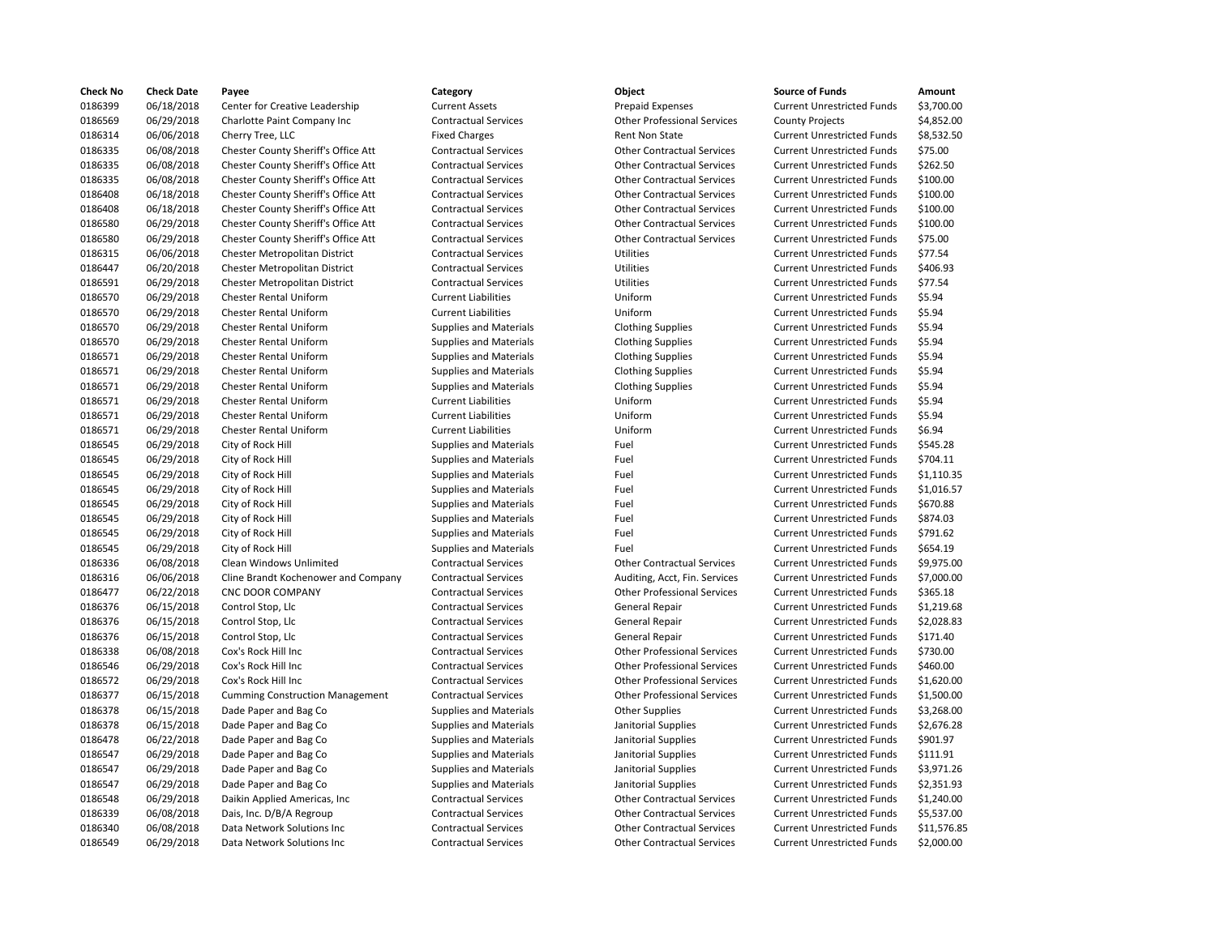| Check No | Check Date | Payee | Category | Object | Source of Funds | Amount |
|---|---|---|---|---|---|---|
| 0186399 | 06/18/2018 | Center for Creative Leadership | Current Assets | Prepaid Expenses | Current Unrestricted Funds | $3,700.00 |
| 0186569 | 06/29/2018 | Charlotte Paint Company Inc | Contractual Services | Other Professional Services | County Projects | $4,852.00 |
| 0186314 | 06/06/2018 | Cherry Tree, LLC | Fixed Charges | Rent Non State | Current Unrestricted Funds | $8,532.50 |
| 0186335 | 06/08/2018 | Chester County Sheriff's Office Att | Contractual Services | Other Contractual Services | Current Unrestricted Funds | $75.00 |
| 0186335 | 06/08/2018 | Chester County Sheriff's Office Att | Contractual Services | Other Contractual Services | Current Unrestricted Funds | $262.50 |
| 0186335 | 06/08/2018 | Chester County Sheriff's Office Att | Contractual Services | Other Contractual Services | Current Unrestricted Funds | $100.00 |
| 0186408 | 06/18/2018 | Chester County Sheriff's Office Att | Contractual Services | Other Contractual Services | Current Unrestricted Funds | $100.00 |
| 0186408 | 06/18/2018 | Chester County Sheriff's Office Att | Contractual Services | Other Contractual Services | Current Unrestricted Funds | $100.00 |
| 0186580 | 06/29/2018 | Chester County Sheriff's Office Att | Contractual Services | Other Contractual Services | Current Unrestricted Funds | $100.00 |
| 0186580 | 06/29/2018 | Chester County Sheriff's Office Att | Contractual Services | Other Contractual Services | Current Unrestricted Funds | $75.00 |
| 0186315 | 06/06/2018 | Chester Metropolitan District | Contractual Services | Utilities | Current Unrestricted Funds | $77.54 |
| 0186447 | 06/20/2018 | Chester Metropolitan District | Contractual Services | Utilities | Current Unrestricted Funds | $406.93 |
| 0186591 | 06/29/2018 | Chester Metropolitan District | Contractual Services | Utilities | Current Unrestricted Funds | $77.54 |
| 0186570 | 06/29/2018 | Chester Rental Uniform | Current Liabilities | Uniform | Current Unrestricted Funds | $5.94 |
| 0186570 | 06/29/2018 | Chester Rental Uniform | Current Liabilities | Uniform | Current Unrestricted Funds | $5.94 |
| 0186570 | 06/29/2018 | Chester Rental Uniform | Supplies and Materials | Clothing Supplies | Current Unrestricted Funds | $5.94 |
| 0186570 | 06/29/2018 | Chester Rental Uniform | Supplies and Materials | Clothing Supplies | Current Unrestricted Funds | $5.94 |
| 0186571 | 06/29/2018 | Chester Rental Uniform | Supplies and Materials | Clothing Supplies | Current Unrestricted Funds | $5.94 |
| 0186571 | 06/29/2018 | Chester Rental Uniform | Supplies and Materials | Clothing Supplies | Current Unrestricted Funds | $5.94 |
| 0186571 | 06/29/2018 | Chester Rental Uniform | Supplies and Materials | Clothing Supplies | Current Unrestricted Funds | $5.94 |
| 0186571 | 06/29/2018 | Chester Rental Uniform | Current Liabilities | Uniform | Current Unrestricted Funds | $5.94 |
| 0186571 | 06/29/2018 | Chester Rental Uniform | Current Liabilities | Uniform | Current Unrestricted Funds | $5.94 |
| 0186571 | 06/29/2018 | Chester Rental Uniform | Current Liabilities | Uniform | Current Unrestricted Funds | $6.94 |
| 0186545 | 06/29/2018 | City of Rock Hill | Supplies and Materials | Fuel | Current Unrestricted Funds | $545.28 |
| 0186545 | 06/29/2018 | City of Rock Hill | Supplies and Materials | Fuel | Current Unrestricted Funds | $704.11 |
| 0186545 | 06/29/2018 | City of Rock Hill | Supplies and Materials | Fuel | Current Unrestricted Funds | $1,110.35 |
| 0186545 | 06/29/2018 | City of Rock Hill | Supplies and Materials | Fuel | Current Unrestricted Funds | $1,016.57 |
| 0186545 | 06/29/2018 | City of Rock Hill | Supplies and Materials | Fuel | Current Unrestricted Funds | $670.88 |
| 0186545 | 06/29/2018 | City of Rock Hill | Supplies and Materials | Fuel | Current Unrestricted Funds | $874.03 |
| 0186545 | 06/29/2018 | City of Rock Hill | Supplies and Materials | Fuel | Current Unrestricted Funds | $791.62 |
| 0186545 | 06/29/2018 | City of Rock Hill | Supplies and Materials | Fuel | Current Unrestricted Funds | $654.19 |
| 0186336 | 06/08/2018 | Clean Windows Unlimited | Contractual Services | Other Contractual Services | Current Unrestricted Funds | $9,975.00 |
| 0186316 | 06/06/2018 | Cline Brandt Kochenower and Company | Contractual Services | Auditing, Acct, Fin. Services | Current Unrestricted Funds | $7,000.00 |
| 0186477 | 06/22/2018 | CNC DOOR COMPANY | Contractual Services | Other Professional Services | Current Unrestricted Funds | $365.18 |
| 0186376 | 06/15/2018 | Control Stop, Llc | Contractual Services | General Repair | Current Unrestricted Funds | $1,219.68 |
| 0186376 | 06/15/2018 | Control Stop, Llc | Contractual Services | General Repair | Current Unrestricted Funds | $2,028.83 |
| 0186376 | 06/15/2018 | Control Stop, Llc | Contractual Services | General Repair | Current Unrestricted Funds | $171.40 |
| 0186338 | 06/08/2018 | Cox's Rock Hill Inc | Contractual Services | Other Professional Services | Current Unrestricted Funds | $730.00 |
| 0186546 | 06/29/2018 | Cox's Rock Hill Inc | Contractual Services | Other Professional Services | Current Unrestricted Funds | $460.00 |
| 0186572 | 06/29/2018 | Cox's Rock Hill Inc | Contractual Services | Other Professional Services | Current Unrestricted Funds | $1,620.00 |
| 0186377 | 06/15/2018 | Cumming Construction Management | Contractual Services | Other Professional Services | Current Unrestricted Funds | $1,500.00 |
| 0186378 | 06/15/2018 | Dade Paper and Bag Co | Supplies and Materials | Other Supplies | Current Unrestricted Funds | $3,268.00 |
| 0186378 | 06/15/2018 | Dade Paper and Bag Co | Supplies and Materials | Janitorial Supplies | Current Unrestricted Funds | $2,676.28 |
| 0186478 | 06/22/2018 | Dade Paper and Bag Co | Supplies and Materials | Janitorial Supplies | Current Unrestricted Funds | $901.97 |
| 0186547 | 06/29/2018 | Dade Paper and Bag Co | Supplies and Materials | Janitorial Supplies | Current Unrestricted Funds | $111.91 |
| 0186547 | 06/29/2018 | Dade Paper and Bag Co | Supplies and Materials | Janitorial Supplies | Current Unrestricted Funds | $3,971.26 |
| 0186547 | 06/29/2018 | Dade Paper and Bag Co | Supplies and Materials | Janitorial Supplies | Current Unrestricted Funds | $2,351.93 |
| 0186548 | 06/29/2018 | Daikin Applied Americas, Inc | Contractual Services | Other Contractual Services | Current Unrestricted Funds | $1,240.00 |
| 0186339 | 06/08/2018 | Dais, Inc. D/B/A Regroup | Contractual Services | Other Contractual Services | Current Unrestricted Funds | $5,537.00 |
| 0186340 | 06/08/2018 | Data Network Solutions Inc | Contractual Services | Other Contractual Services | Current Unrestricted Funds | $11,576.85 |
| 0186549 | 06/29/2018 | Data Network Solutions Inc | Contractual Services | Other Contractual Services | Current Unrestricted Funds | $2,000.00 |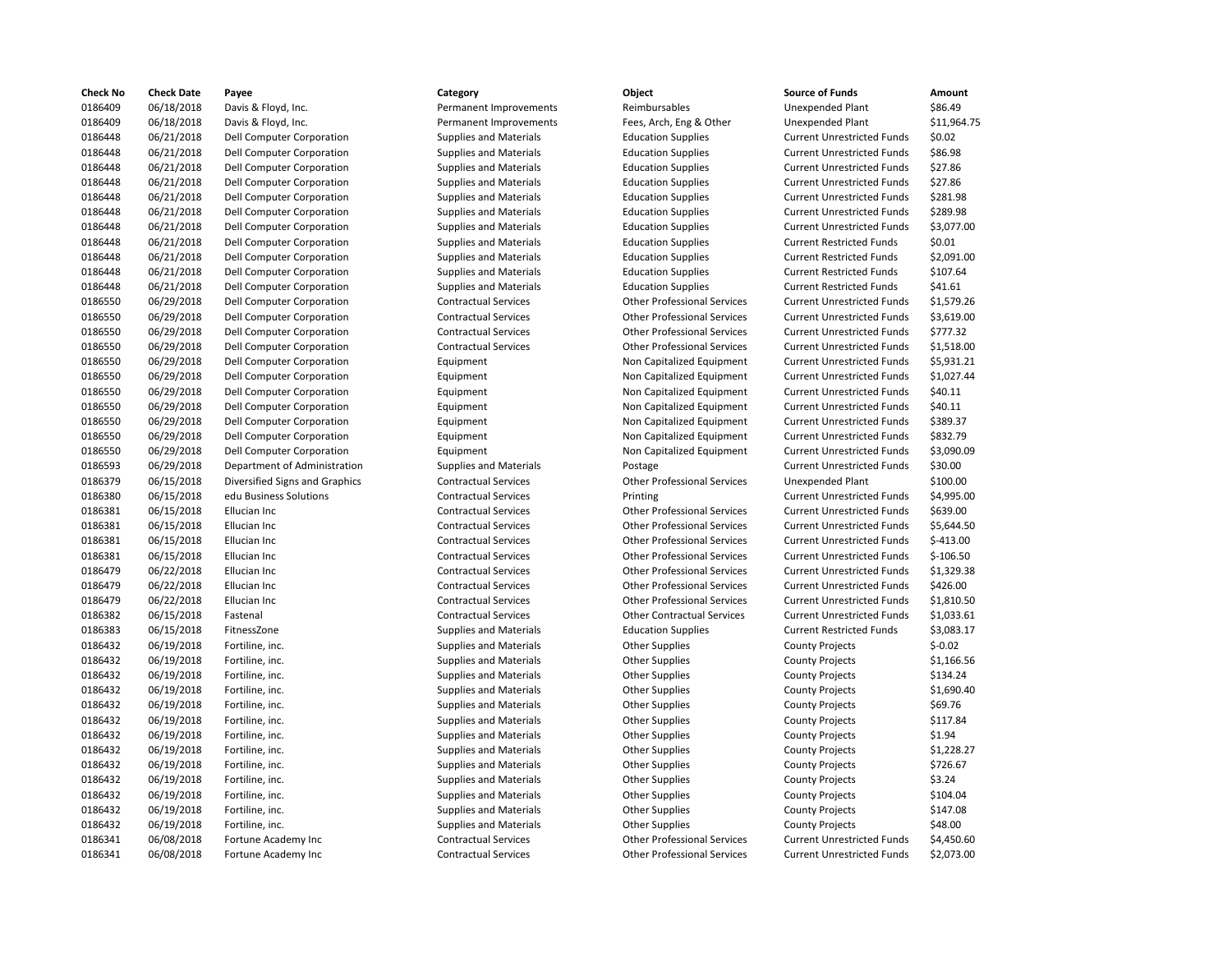| Check No | Check Date | Payee | Category | Object | Source of Funds | Amount |
| --- | --- | --- | --- | --- | --- | --- |
| 0186409 | 06/18/2018 | Davis & Floyd, Inc. | Permanent Improvements | Reimbursables | Unexpended Plant | $86.49 |
| 0186409 | 06/18/2018 | Davis & Floyd, Inc. | Permanent Improvements | Fees, Arch, Eng & Other | Unexpended Plant | $11,964.75 |
| 0186448 | 06/21/2018 | Dell Computer Corporation | Supplies and Materials | Education Supplies | Current Unrestricted Funds | $0.02 |
| 0186448 | 06/21/2018 | Dell Computer Corporation | Supplies and Materials | Education Supplies | Current Unrestricted Funds | $86.98 |
| 0186448 | 06/21/2018 | Dell Computer Corporation | Supplies and Materials | Education Supplies | Current Unrestricted Funds | $27.86 |
| 0186448 | 06/21/2018 | Dell Computer Corporation | Supplies and Materials | Education Supplies | Current Unrestricted Funds | $27.86 |
| 0186448 | 06/21/2018 | Dell Computer Corporation | Supplies and Materials | Education Supplies | Current Unrestricted Funds | $281.98 |
| 0186448 | 06/21/2018 | Dell Computer Corporation | Supplies and Materials | Education Supplies | Current Unrestricted Funds | $289.98 |
| 0186448 | 06/21/2018 | Dell Computer Corporation | Supplies and Materials | Education Supplies | Current Unrestricted Funds | $3,077.00 |
| 0186448 | 06/21/2018 | Dell Computer Corporation | Supplies and Materials | Education Supplies | Current Restricted Funds | $0.01 |
| 0186448 | 06/21/2018 | Dell Computer Corporation | Supplies and Materials | Education Supplies | Current Restricted Funds | $2,091.00 |
| 0186448 | 06/21/2018 | Dell Computer Corporation | Supplies and Materials | Education Supplies | Current Restricted Funds | $107.64 |
| 0186448 | 06/21/2018 | Dell Computer Corporation | Supplies and Materials | Education Supplies | Current Restricted Funds | $41.61 |
| 0186550 | 06/29/2018 | Dell Computer Corporation | Contractual Services | Other Professional Services | Current Unrestricted Funds | $1,579.26 |
| 0186550 | 06/29/2018 | Dell Computer Corporation | Contractual Services | Other Professional Services | Current Unrestricted Funds | $3,619.00 |
| 0186550 | 06/29/2018 | Dell Computer Corporation | Contractual Services | Other Professional Services | Current Unrestricted Funds | $777.32 |
| 0186550 | 06/29/2018 | Dell Computer Corporation | Contractual Services | Other Professional Services | Current Unrestricted Funds | $1,518.00 |
| 0186550 | 06/29/2018 | Dell Computer Corporation | Equipment | Non Capitalized Equipment | Current Unrestricted Funds | $5,931.21 |
| 0186550 | 06/29/2018 | Dell Computer Corporation | Equipment | Non Capitalized Equipment | Current Unrestricted Funds | $1,027.44 |
| 0186550 | 06/29/2018 | Dell Computer Corporation | Equipment | Non Capitalized Equipment | Current Unrestricted Funds | $40.11 |
| 0186550 | 06/29/2018 | Dell Computer Corporation | Equipment | Non Capitalized Equipment | Current Unrestricted Funds | $40.11 |
| 0186550 | 06/29/2018 | Dell Computer Corporation | Equipment | Non Capitalized Equipment | Current Unrestricted Funds | $389.37 |
| 0186550 | 06/29/2018 | Dell Computer Corporation | Equipment | Non Capitalized Equipment | Current Unrestricted Funds | $832.79 |
| 0186550 | 06/29/2018 | Dell Computer Corporation | Equipment | Non Capitalized Equipment | Current Unrestricted Funds | $3,090.09 |
| 0186593 | 06/29/2018 | Department of Administration | Supplies and Materials | Postage | Current Unrestricted Funds | $30.00 |
| 0186379 | 06/15/2018 | Diversified Signs and Graphics | Contractual Services | Other Professional Services | Unexpended Plant | $100.00 |
| 0186380 | 06/15/2018 | edu Business Solutions | Contractual Services | Printing | Current Unrestricted Funds | $4,995.00 |
| 0186381 | 06/15/2018 | Ellucian Inc | Contractual Services | Other Professional Services | Current Unrestricted Funds | $639.00 |
| 0186381 | 06/15/2018 | Ellucian Inc | Contractual Services | Other Professional Services | Current Unrestricted Funds | $5,644.50 |
| 0186381 | 06/15/2018 | Ellucian Inc | Contractual Services | Other Professional Services | Current Unrestricted Funds | $-413.00 |
| 0186381 | 06/15/2018 | Ellucian Inc | Contractual Services | Other Professional Services | Current Unrestricted Funds | $-106.50 |
| 0186479 | 06/22/2018 | Ellucian Inc | Contractual Services | Other Professional Services | Current Unrestricted Funds | $1,329.38 |
| 0186479 | 06/22/2018 | Ellucian Inc | Contractual Services | Other Professional Services | Current Unrestricted Funds | $426.00 |
| 0186479 | 06/22/2018 | Ellucian Inc | Contractual Services | Other Professional Services | Current Unrestricted Funds | $1,810.50 |
| 0186382 | 06/15/2018 | Fastenal | Contractual Services | Other Contractual Services | Current Unrestricted Funds | $1,033.61 |
| 0186383 | 06/15/2018 | FitnessZone | Supplies and Materials | Education Supplies | Current Restricted Funds | $3,083.17 |
| 0186432 | 06/19/2018 | Fortiline, inc. | Supplies and Materials | Other Supplies | County Projects | $-0.02 |
| 0186432 | 06/19/2018 | Fortiline, inc. | Supplies and Materials | Other Supplies | County Projects | $1,166.56 |
| 0186432 | 06/19/2018 | Fortiline, inc. | Supplies and Materials | Other Supplies | County Projects | $134.24 |
| 0186432 | 06/19/2018 | Fortiline, inc. | Supplies and Materials | Other Supplies | County Projects | $1,690.40 |
| 0186432 | 06/19/2018 | Fortiline, inc. | Supplies and Materials | Other Supplies | County Projects | $69.76 |
| 0186432 | 06/19/2018 | Fortiline, inc. | Supplies and Materials | Other Supplies | County Projects | $117.84 |
| 0186432 | 06/19/2018 | Fortiline, inc. | Supplies and Materials | Other Supplies | County Projects | $1.94 |
| 0186432 | 06/19/2018 | Fortiline, inc. | Supplies and Materials | Other Supplies | County Projects | $1,228.27 |
| 0186432 | 06/19/2018 | Fortiline, inc. | Supplies and Materials | Other Supplies | County Projects | $726.67 |
| 0186432 | 06/19/2018 | Fortiline, inc. | Supplies and Materials | Other Supplies | County Projects | $3.24 |
| 0186432 | 06/19/2018 | Fortiline, inc. | Supplies and Materials | Other Supplies | County Projects | $104.04 |
| 0186432 | 06/19/2018 | Fortiline, inc. | Supplies and Materials | Other Supplies | County Projects | $147.08 |
| 0186432 | 06/19/2018 | Fortiline, inc. | Supplies and Materials | Other Supplies | County Projects | $48.00 |
| 0186341 | 06/08/2018 | Fortune Academy Inc | Contractual Services | Other Professional Services | Current Unrestricted Funds | $4,450.60 |
| 0186341 | 06/08/2018 | Fortune Academy Inc | Contractual Services | Other Professional Services | Current Unrestricted Funds | $2,073.00 |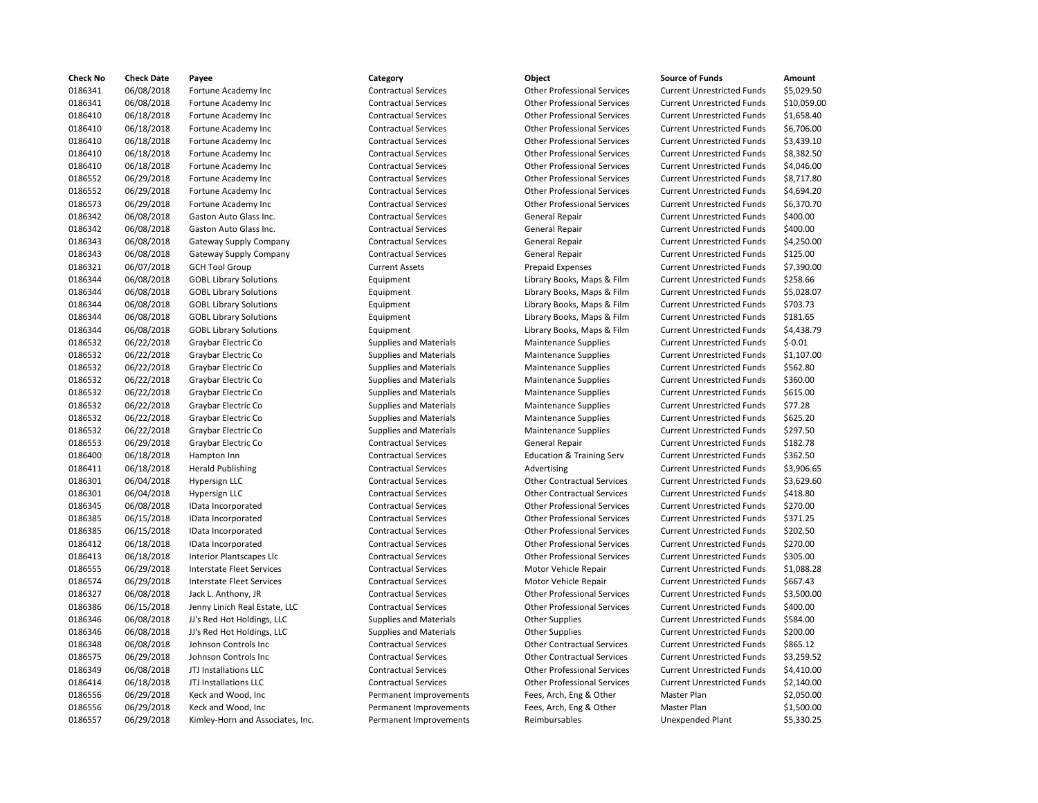| Check No | Check Date | Payee | Category | Object | Source of Funds | Amount |
|---|---|---|---|---|---|---|
| 0186341 | 06/08/2018 | Fortune Academy Inc | Contractual Services | Other Professional Services | Current Unrestricted Funds | $5,029.50 |
| 0186341 | 06/08/2018 | Fortune Academy Inc | Contractual Services | Other Professional Services | Current Unrestricted Funds | $10,059.00 |
| 0186410 | 06/18/2018 | Fortune Academy Inc | Contractual Services | Other Professional Services | Current Unrestricted Funds | $1,658.40 |
| 0186410 | 06/18/2018 | Fortune Academy Inc | Contractual Services | Other Professional Services | Current Unrestricted Funds | $6,706.00 |
| 0186410 | 06/18/2018 | Fortune Academy Inc | Contractual Services | Other Professional Services | Current Unrestricted Funds | $3,439.10 |
| 0186410 | 06/18/2018 | Fortune Academy Inc | Contractual Services | Other Professional Services | Current Unrestricted Funds | $8,382.50 |
| 0186410 | 06/18/2018 | Fortune Academy Inc | Contractual Services | Other Professional Services | Current Unrestricted Funds | $4,046.00 |
| 0186552 | 06/29/2018 | Fortune Academy Inc | Contractual Services | Other Professional Services | Current Unrestricted Funds | $8,717.80 |
| 0186552 | 06/29/2018 | Fortune Academy Inc | Contractual Services | Other Professional Services | Current Unrestricted Funds | $4,694.20 |
| 0186573 | 06/29/2018 | Fortune Academy Inc | Contractual Services | Other Professional Services | Current Unrestricted Funds | $6,370.70 |
| 0186342 | 06/08/2018 | Gaston Auto Glass Inc. | Contractual Services | General Repair | Current Unrestricted Funds | $400.00 |
| 0186342 | 06/08/2018 | Gaston Auto Glass Inc. | Contractual Services | General Repair | Current Unrestricted Funds | $400.00 |
| 0186343 | 06/08/2018 | Gateway Supply Company | Contractual Services | General Repair | Current Unrestricted Funds | $4,250.00 |
| 0186343 | 06/08/2018 | Gateway Supply Company | Contractual Services | General Repair | Current Unrestricted Funds | $125.00 |
| 0186321 | 06/07/2018 | GCH Tool Group | Current Assets | Prepaid Expenses | Current Unrestricted Funds | $7,390.00 |
| 0186344 | 06/08/2018 | GOBL Library Solutions | Equipment | Library Books, Maps & Film | Current Unrestricted Funds | $258.66 |
| 0186344 | 06/08/2018 | GOBL Library Solutions | Equipment | Library Books, Maps & Film | Current Unrestricted Funds | $5,028.07 |
| 0186344 | 06/08/2018 | GOBL Library Solutions | Equipment | Library Books, Maps & Film | Current Unrestricted Funds | $703.73 |
| 0186344 | 06/08/2018 | GOBL Library Solutions | Equipment | Library Books, Maps & Film | Current Unrestricted Funds | $181.65 |
| 0186344 | 06/08/2018 | GOBL Library Solutions | Equipment | Library Books, Maps & Film | Current Unrestricted Funds | $4,438.79 |
| 0186532 | 06/22/2018 | Graybar Electric Co | Supplies and Materials | Maintenance Supplies | Current Unrestricted Funds | $-0.01 |
| 0186532 | 06/22/2018 | Graybar Electric Co | Supplies and Materials | Maintenance Supplies | Current Unrestricted Funds | $1,107.00 |
| 0186532 | 06/22/2018 | Graybar Electric Co | Supplies and Materials | Maintenance Supplies | Current Unrestricted Funds | $562.80 |
| 0186532 | 06/22/2018 | Graybar Electric Co | Supplies and Materials | Maintenance Supplies | Current Unrestricted Funds | $360.00 |
| 0186532 | 06/22/2018 | Graybar Electric Co | Supplies and Materials | Maintenance Supplies | Current Unrestricted Funds | $615.00 |
| 0186532 | 06/22/2018 | Graybar Electric Co | Supplies and Materials | Maintenance Supplies | Current Unrestricted Funds | $77.28 |
| 0186532 | 06/22/2018 | Graybar Electric Co | Supplies and Materials | Maintenance Supplies | Current Unrestricted Funds | $625.20 |
| 0186532 | 06/22/2018 | Graybar Electric Co | Supplies and Materials | Maintenance Supplies | Current Unrestricted Funds | $297.50 |
| 0186553 | 06/29/2018 | Graybar Electric Co | Contractual Services | General Repair | Current Unrestricted Funds | $182.78 |
| 0186400 | 06/18/2018 | Hampton Inn | Contractual Services | Education & Training Serv | Current Unrestricted Funds | $362.50 |
| 0186411 | 06/18/2018 | Herald Publishing | Contractual Services | Advertising | Current Unrestricted Funds | $3,906.65 |
| 0186301 | 06/04/2018 | Hypersign LLC | Contractual Services | Other Contractual Services | Current Unrestricted Funds | $3,629.60 |
| 0186301 | 06/04/2018 | Hypersign LLC | Contractual Services | Other Contractual Services | Current Unrestricted Funds | $418.80 |
| 0186345 | 06/08/2018 | IData Incorporated | Contractual Services | Other Professional Services | Current Unrestricted Funds | $270.00 |
| 0186385 | 06/15/2018 | IData Incorporated | Contractual Services | Other Professional Services | Current Unrestricted Funds | $371.25 |
| 0186385 | 06/15/2018 | IData Incorporated | Contractual Services | Other Professional Services | Current Unrestricted Funds | $202.50 |
| 0186412 | 06/18/2018 | IData Incorporated | Contractual Services | Other Professional Services | Current Unrestricted Funds | $270.00 |
| 0186413 | 06/18/2018 | Interior Plantscapes Llc | Contractual Services | Other Professional Services | Current Unrestricted Funds | $305.00 |
| 0186555 | 06/29/2018 | Interstate Fleet Services | Contractual Services | Motor Vehicle Repair | Current Unrestricted Funds | $1,088.28 |
| 0186574 | 06/29/2018 | Interstate Fleet Services | Contractual Services | Motor Vehicle Repair | Current Unrestricted Funds | $667.43 |
| 0186327 | 06/08/2018 | Jack L. Anthony, JR | Contractual Services | Other Professional Services | Current Unrestricted Funds | $3,500.00 |
| 0186386 | 06/15/2018 | Jenny Linich Real Estate, LLC | Contractual Services | Other Professional Services | Current Unrestricted Funds | $400.00 |
| 0186346 | 06/08/2018 | JJ's Red Hot Holdings, LLC | Supplies and Materials | Other Supplies | Current Unrestricted Funds | $584.00 |
| 0186346 | 06/08/2018 | JJ's Red Hot Holdings, LLC | Supplies and Materials | Other Supplies | Current Unrestricted Funds | $200.00 |
| 0186348 | 06/08/2018 | Johnson Controls Inc | Contractual Services | Other Contractual Services | Current Unrestricted Funds | $865.12 |
| 0186575 | 06/29/2018 | Johnson Controls Inc | Contractual Services | Other Contractual Services | Current Unrestricted Funds | $3,259.52 |
| 0186349 | 06/08/2018 | JTJ Installations LLC | Contractual Services | Other Professional Services | Current Unrestricted Funds | $4,410.00 |
| 0186414 | 06/18/2018 | JTJ Installations LLC | Contractual Services | Other Professional Services | Current Unrestricted Funds | $2,140.00 |
| 0186556 | 06/29/2018 | Keck and Wood, Inc | Permanent Improvements | Fees, Arch, Eng & Other | Master Plan | $2,050.00 |
| 0186556 | 06/29/2018 | Keck and Wood, Inc | Permanent Improvements | Fees, Arch, Eng & Other | Master Plan | $1,500.00 |
| 0186557 | 06/29/2018 | Kimley-Horn and Associates, Inc. | Permanent Improvements | Reimbursables | Unexpended Plant | $5,330.25 |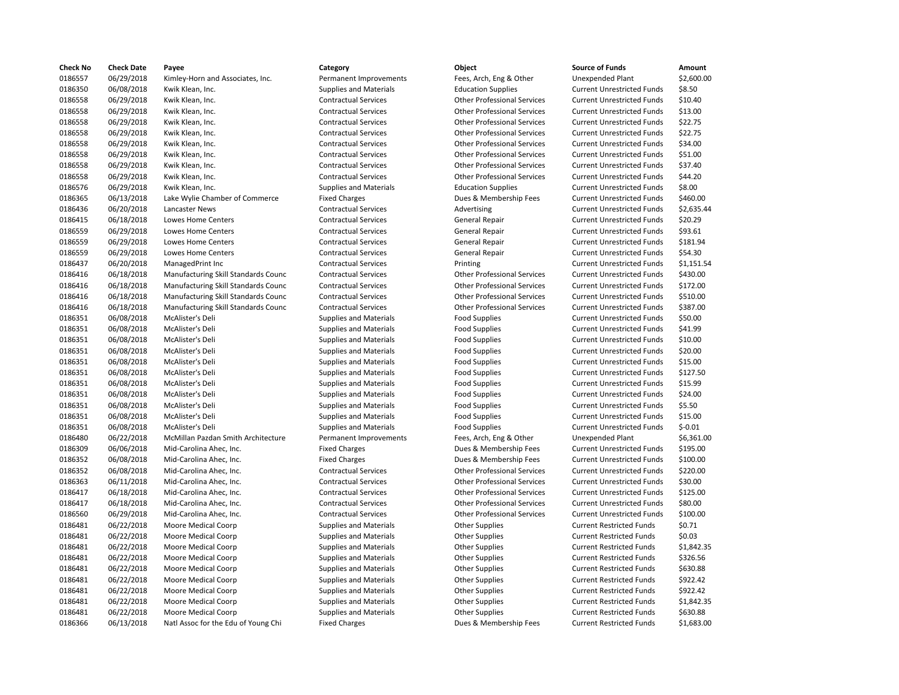| Check No | Check Date | Payee | Category | Object | Source of Funds | Amount |
|---|---|---|---|---|---|---|
| 0186557 | 06/29/2018 | Kimley-Horn and Associates, Inc. | Permanent Improvements | Fees, Arch, Eng & Other | Unexpended Plant | $2,600.00 |
| 0186350 | 06/08/2018 | Kwik Klean, Inc. | Supplies and Materials | Education Supplies | Current Unrestricted Funds | $8.50 |
| 0186558 | 06/29/2018 | Kwik Klean, Inc. | Contractual Services | Other Professional Services | Current Unrestricted Funds | $10.40 |
| 0186558 | 06/29/2018 | Kwik Klean, Inc. | Contractual Services | Other Professional Services | Current Unrestricted Funds | $13.00 |
| 0186558 | 06/29/2018 | Kwik Klean, Inc. | Contractual Services | Other Professional Services | Current Unrestricted Funds | $22.75 |
| 0186558 | 06/29/2018 | Kwik Klean, Inc. | Contractual Services | Other Professional Services | Current Unrestricted Funds | $22.75 |
| 0186558 | 06/29/2018 | Kwik Klean, Inc. | Contractual Services | Other Professional Services | Current Unrestricted Funds | $34.00 |
| 0186558 | 06/29/2018 | Kwik Klean, Inc. | Contractual Services | Other Professional Services | Current Unrestricted Funds | $51.00 |
| 0186558 | 06/29/2018 | Kwik Klean, Inc. | Contractual Services | Other Professional Services | Current Unrestricted Funds | $37.40 |
| 0186558 | 06/29/2018 | Kwik Klean, Inc. | Contractual Services | Other Professional Services | Current Unrestricted Funds | $44.20 |
| 0186576 | 06/29/2018 | Kwik Klean, Inc. | Supplies and Materials | Education Supplies | Current Unrestricted Funds | $8.00 |
| 0186365 | 06/13/2018 | Lake Wylie Chamber of Commerce | Fixed Charges | Dues & Membership Fees | Current Unrestricted Funds | $460.00 |
| 0186436 | 06/20/2018 | Lancaster News | Contractual Services | Advertising | Current Unrestricted Funds | $2,635.44 |
| 0186415 | 06/18/2018 | Lowes Home Centers | Contractual Services | General Repair | Current Unrestricted Funds | $20.29 |
| 0186559 | 06/29/2018 | Lowes Home Centers | Contractual Services | General Repair | Current Unrestricted Funds | $93.61 |
| 0186559 | 06/29/2018 | Lowes Home Centers | Contractual Services | General Repair | Current Unrestricted Funds | $181.94 |
| 0186559 | 06/29/2018 | Lowes Home Centers | Contractual Services | General Repair | Current Unrestricted Funds | $54.30 |
| 0186437 | 06/20/2018 | ManagedPrint Inc | Contractual Services | Printing | Current Unrestricted Funds | $1,151.54 |
| 0186416 | 06/18/2018 | Manufacturing Skill Standards Counc | Contractual Services | Other Professional Services | Current Unrestricted Funds | $430.00 |
| 0186416 | 06/18/2018 | Manufacturing Skill Standards Counc | Contractual Services | Other Professional Services | Current Unrestricted Funds | $172.00 |
| 0186416 | 06/18/2018 | Manufacturing Skill Standards Counc | Contractual Services | Other Professional Services | Current Unrestricted Funds | $510.00 |
| 0186416 | 06/18/2018 | Manufacturing Skill Standards Counc | Contractual Services | Other Professional Services | Current Unrestricted Funds | $387.00 |
| 0186351 | 06/08/2018 | McAlister's Deli | Supplies and Materials | Food Supplies | Current Unrestricted Funds | $50.00 |
| 0186351 | 06/08/2018 | McAlister's Deli | Supplies and Materials | Food Supplies | Current Unrestricted Funds | $41.99 |
| 0186351 | 06/08/2018 | McAlister's Deli | Supplies and Materials | Food Supplies | Current Unrestricted Funds | $10.00 |
| 0186351 | 06/08/2018 | McAlister's Deli | Supplies and Materials | Food Supplies | Current Unrestricted Funds | $20.00 |
| 0186351 | 06/08/2018 | McAlister's Deli | Supplies and Materials | Food Supplies | Current Unrestricted Funds | $15.00 |
| 0186351 | 06/08/2018 | McAlister's Deli | Supplies and Materials | Food Supplies | Current Unrestricted Funds | $127.50 |
| 0186351 | 06/08/2018 | McAlister's Deli | Supplies and Materials | Food Supplies | Current Unrestricted Funds | $15.99 |
| 0186351 | 06/08/2018 | McAlister's Deli | Supplies and Materials | Food Supplies | Current Unrestricted Funds | $24.00 |
| 0186351 | 06/08/2018 | McAlister's Deli | Supplies and Materials | Food Supplies | Current Unrestricted Funds | $5.50 |
| 0186351 | 06/08/2018 | McAlister's Deli | Supplies and Materials | Food Supplies | Current Unrestricted Funds | $15.00 |
| 0186351 | 06/08/2018 | McAlister's Deli | Supplies and Materials | Food Supplies | Current Unrestricted Funds | $-0.01 |
| 0186480 | 06/22/2018 | McMillan Pazdan Smith Architecture | Permanent Improvements | Fees, Arch, Eng & Other | Unexpended Plant | $6,361.00 |
| 0186309 | 06/06/2018 | Mid-Carolina Ahec, Inc. | Fixed Charges | Dues & Membership Fees | Current Unrestricted Funds | $195.00 |
| 0186352 | 06/08/2018 | Mid-Carolina Ahec, Inc. | Fixed Charges | Dues & Membership Fees | Current Unrestricted Funds | $100.00 |
| 0186352 | 06/08/2018 | Mid-Carolina Ahec, Inc. | Contractual Services | Other Professional Services | Current Unrestricted Funds | $220.00 |
| 0186363 | 06/11/2018 | Mid-Carolina Ahec, Inc. | Contractual Services | Other Professional Services | Current Unrestricted Funds | $30.00 |
| 0186417 | 06/18/2018 | Mid-Carolina Ahec, Inc. | Contractual Services | Other Professional Services | Current Unrestricted Funds | $125.00 |
| 0186417 | 06/18/2018 | Mid-Carolina Ahec, Inc. | Contractual Services | Other Professional Services | Current Unrestricted Funds | $80.00 |
| 0186560 | 06/29/2018 | Mid-Carolina Ahec, Inc. | Contractual Services | Other Professional Services | Current Unrestricted Funds | $100.00 |
| 0186481 | 06/22/2018 | Moore Medical Coorp | Supplies and Materials | Other Supplies | Current Restricted Funds | $0.71 |
| 0186481 | 06/22/2018 | Moore Medical Coorp | Supplies and Materials | Other Supplies | Current Restricted Funds | $0.03 |
| 0186481 | 06/22/2018 | Moore Medical Coorp | Supplies and Materials | Other Supplies | Current Restricted Funds | $1,842.35 |
| 0186481 | 06/22/2018 | Moore Medical Coorp | Supplies and Materials | Other Supplies | Current Restricted Funds | $326.56 |
| 0186481 | 06/22/2018 | Moore Medical Coorp | Supplies and Materials | Other Supplies | Current Restricted Funds | $630.88 |
| 0186481 | 06/22/2018 | Moore Medical Coorp | Supplies and Materials | Other Supplies | Current Restricted Funds | $922.42 |
| 0186481 | 06/22/2018 | Moore Medical Coorp | Supplies and Materials | Other Supplies | Current Restricted Funds | $922.42 |
| 0186481 | 06/22/2018 | Moore Medical Coorp | Supplies and Materials | Other Supplies | Current Restricted Funds | $1,842.35 |
| 0186481 | 06/22/2018 | Moore Medical Coorp | Supplies and Materials | Other Supplies | Current Restricted Funds | $630.88 |
| 0186366 | 06/13/2018 | Natl Assoc for the Edu of Young Chi | Fixed Charges | Dues & Membership Fees | Current Restricted Funds | $1,683.00 |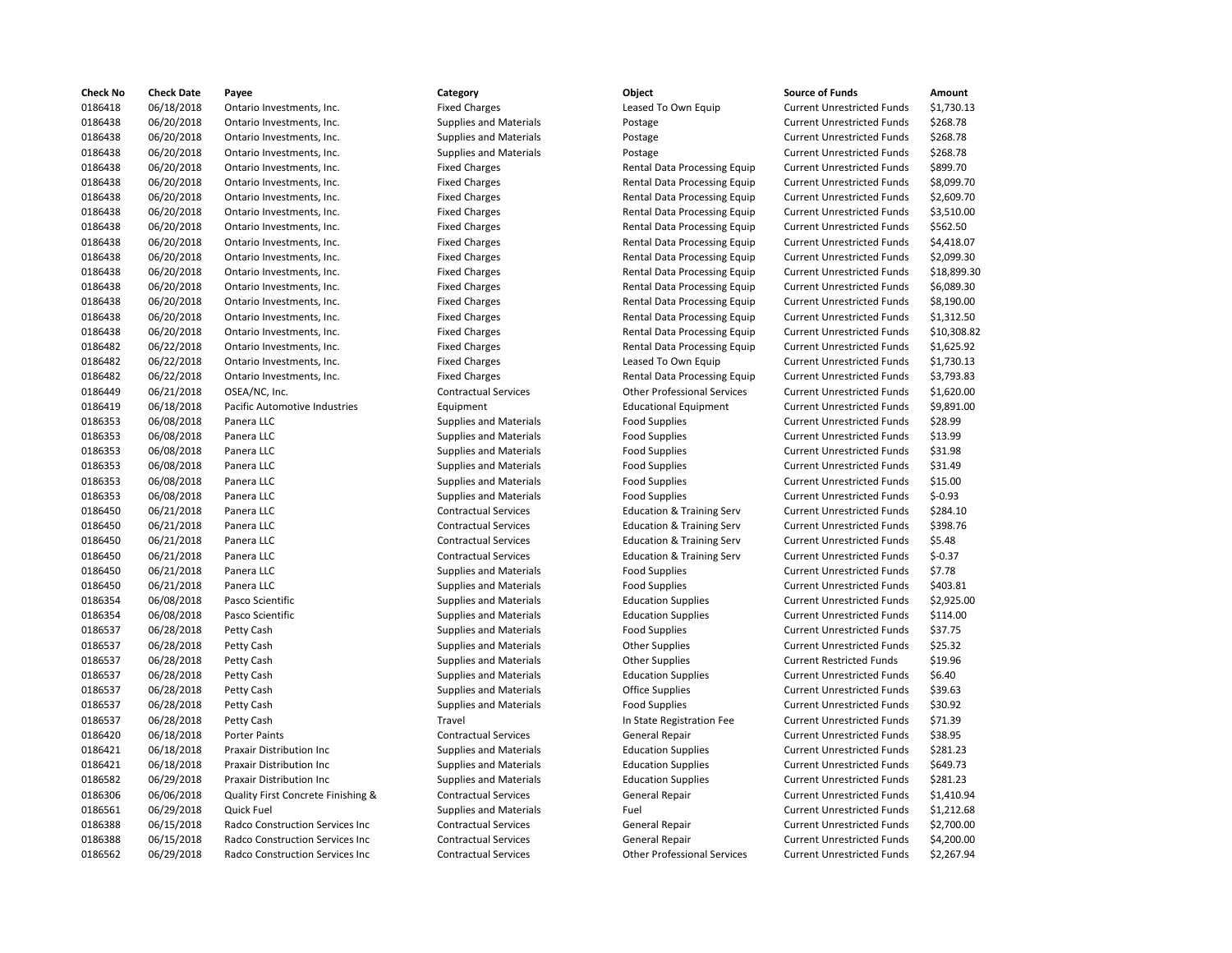| Check No | Check Date | Payee | Category | Object | Source of Funds | Amount |
|---|---|---|---|---|---|---|
| 0186418 | 06/18/2018 | Ontario Investments, Inc. | Fixed Charges | Leased To Own Equip | Current Unrestricted Funds | $1,730.13 |
| 0186438 | 06/20/2018 | Ontario Investments, Inc. | Supplies and Materials | Postage | Current Unrestricted Funds | $268.78 |
| 0186438 | 06/20/2018 | Ontario Investments, Inc. | Supplies and Materials | Postage | Current Unrestricted Funds | $268.78 |
| 0186438 | 06/20/2018 | Ontario Investments, Inc. | Supplies and Materials | Postage | Current Unrestricted Funds | $268.78 |
| 0186438 | 06/20/2018 | Ontario Investments, Inc. | Fixed Charges | Rental Data Processing Equip | Current Unrestricted Funds | $899.70 |
| 0186438 | 06/20/2018 | Ontario Investments, Inc. | Fixed Charges | Rental Data Processing Equip | Current Unrestricted Funds | $8,099.70 |
| 0186438 | 06/20/2018 | Ontario Investments, Inc. | Fixed Charges | Rental Data Processing Equip | Current Unrestricted Funds | $2,609.70 |
| 0186438 | 06/20/2018 | Ontario Investments, Inc. | Fixed Charges | Rental Data Processing Equip | Current Unrestricted Funds | $3,510.00 |
| 0186438 | 06/20/2018 | Ontario Investments, Inc. | Fixed Charges | Rental Data Processing Equip | Current Unrestricted Funds | $562.50 |
| 0186438 | 06/20/2018 | Ontario Investments, Inc. | Fixed Charges | Rental Data Processing Equip | Current Unrestricted Funds | $4,418.07 |
| 0186438 | 06/20/2018 | Ontario Investments, Inc. | Fixed Charges | Rental Data Processing Equip | Current Unrestricted Funds | $2,099.30 |
| 0186438 | 06/20/2018 | Ontario Investments, Inc. | Fixed Charges | Rental Data Processing Equip | Current Unrestricted Funds | $18,899.30 |
| 0186438 | 06/20/2018 | Ontario Investments, Inc. | Fixed Charges | Rental Data Processing Equip | Current Unrestricted Funds | $6,089.30 |
| 0186438 | 06/20/2018 | Ontario Investments, Inc. | Fixed Charges | Rental Data Processing Equip | Current Unrestricted Funds | $8,190.00 |
| 0186438 | 06/20/2018 | Ontario Investments, Inc. | Fixed Charges | Rental Data Processing Equip | Current Unrestricted Funds | $1,312.50 |
| 0186438 | 06/20/2018 | Ontario Investments, Inc. | Fixed Charges | Rental Data Processing Equip | Current Unrestricted Funds | $10,308.82 |
| 0186482 | 06/22/2018 | Ontario Investments, Inc. | Fixed Charges | Rental Data Processing Equip | Current Unrestricted Funds | $1,625.92 |
| 0186482 | 06/22/2018 | Ontario Investments, Inc. | Fixed Charges | Leased To Own Equip | Current Unrestricted Funds | $1,730.13 |
| 0186482 | 06/22/2018 | Ontario Investments, Inc. | Fixed Charges | Rental Data Processing Equip | Current Unrestricted Funds | $3,793.83 |
| 0186449 | 06/21/2018 | OSEA/NC, Inc. | Contractual Services | Other Professional Services | Current Unrestricted Funds | $1,620.00 |
| 0186419 | 06/18/2018 | Pacific Automotive Industries | Equipment | Educational Equipment | Current Unrestricted Funds | $9,891.00 |
| 0186353 | 06/08/2018 | Panera LLC | Supplies and Materials | Food Supplies | Current Unrestricted Funds | $28.99 |
| 0186353 | 06/08/2018 | Panera LLC | Supplies and Materials | Food Supplies | Current Unrestricted Funds | $13.99 |
| 0186353 | 06/08/2018 | Panera LLC | Supplies and Materials | Food Supplies | Current Unrestricted Funds | $31.98 |
| 0186353 | 06/08/2018 | Panera LLC | Supplies and Materials | Food Supplies | Current Unrestricted Funds | $31.49 |
| 0186353 | 06/08/2018 | Panera LLC | Supplies and Materials | Food Supplies | Current Unrestricted Funds | $15.00 |
| 0186353 | 06/08/2018 | Panera LLC | Supplies and Materials | Food Supplies | Current Unrestricted Funds | $-0.93 |
| 0186450 | 06/21/2018 | Panera LLC | Contractual Services | Education & Training Serv | Current Unrestricted Funds | $284.10 |
| 0186450 | 06/21/2018 | Panera LLC | Contractual Services | Education & Training Serv | Current Unrestricted Funds | $398.76 |
| 0186450 | 06/21/2018 | Panera LLC | Contractual Services | Education & Training Serv | Current Unrestricted Funds | $5.48 |
| 0186450 | 06/21/2018 | Panera LLC | Contractual Services | Education & Training Serv | Current Unrestricted Funds | $-0.37 |
| 0186450 | 06/21/2018 | Panera LLC | Supplies and Materials | Food Supplies | Current Unrestricted Funds | $7.78 |
| 0186450 | 06/21/2018 | Panera LLC | Supplies and Materials | Food Supplies | Current Unrestricted Funds | $403.81 |
| 0186354 | 06/08/2018 | Pasco Scientific | Supplies and Materials | Education Supplies | Current Unrestricted Funds | $2,925.00 |
| 0186354 | 06/08/2018 | Pasco Scientific | Supplies and Materials | Education Supplies | Current Unrestricted Funds | $114.00 |
| 0186537 | 06/28/2018 | Petty Cash | Supplies and Materials | Food Supplies | Current Unrestricted Funds | $37.75 |
| 0186537 | 06/28/2018 | Petty Cash | Supplies and Materials | Other Supplies | Current Unrestricted Funds | $25.32 |
| 0186537 | 06/28/2018 | Petty Cash | Supplies and Materials | Other Supplies | Current Restricted Funds | $19.96 |
| 0186537 | 06/28/2018 | Petty Cash | Supplies and Materials | Education Supplies | Current Unrestricted Funds | $6.40 |
| 0186537 | 06/28/2018 | Petty Cash | Supplies and Materials | Office Supplies | Current Unrestricted Funds | $39.63 |
| 0186537 | 06/28/2018 | Petty Cash | Supplies and Materials | Food Supplies | Current Unrestricted Funds | $30.92 |
| 0186537 | 06/28/2018 | Petty Cash | Travel | In State Registration Fee | Current Unrestricted Funds | $71.39 |
| 0186420 | 06/18/2018 | Porter Paints | Contractual Services | General Repair | Current Unrestricted Funds | $38.95 |
| 0186421 | 06/18/2018 | Praxair Distribution Inc | Supplies and Materials | Education Supplies | Current Unrestricted Funds | $281.23 |
| 0186421 | 06/18/2018 | Praxair Distribution Inc | Supplies and Materials | Education Supplies | Current Unrestricted Funds | $649.73 |
| 0186582 | 06/29/2018 | Praxair Distribution Inc | Supplies and Materials | Education Supplies | Current Unrestricted Funds | $281.23 |
| 0186306 | 06/06/2018 | Quality First Concrete Finishing & | Contractual Services | General Repair | Current Unrestricted Funds | $1,410.94 |
| 0186561 | 06/29/2018 | Quick Fuel | Supplies and Materials | Fuel | Current Unrestricted Funds | $1,212.68 |
| 0186388 | 06/15/2018 | Radco Construction Services Inc | Contractual Services | General Repair | Current Unrestricted Funds | $2,700.00 |
| 0186388 | 06/15/2018 | Radco Construction Services Inc | Contractual Services | General Repair | Current Unrestricted Funds | $4,200.00 |
| 0186562 | 06/29/2018 | Radco Construction Services Inc | Contractual Services | Other Professional Services | Current Unrestricted Funds | $2,267.94 |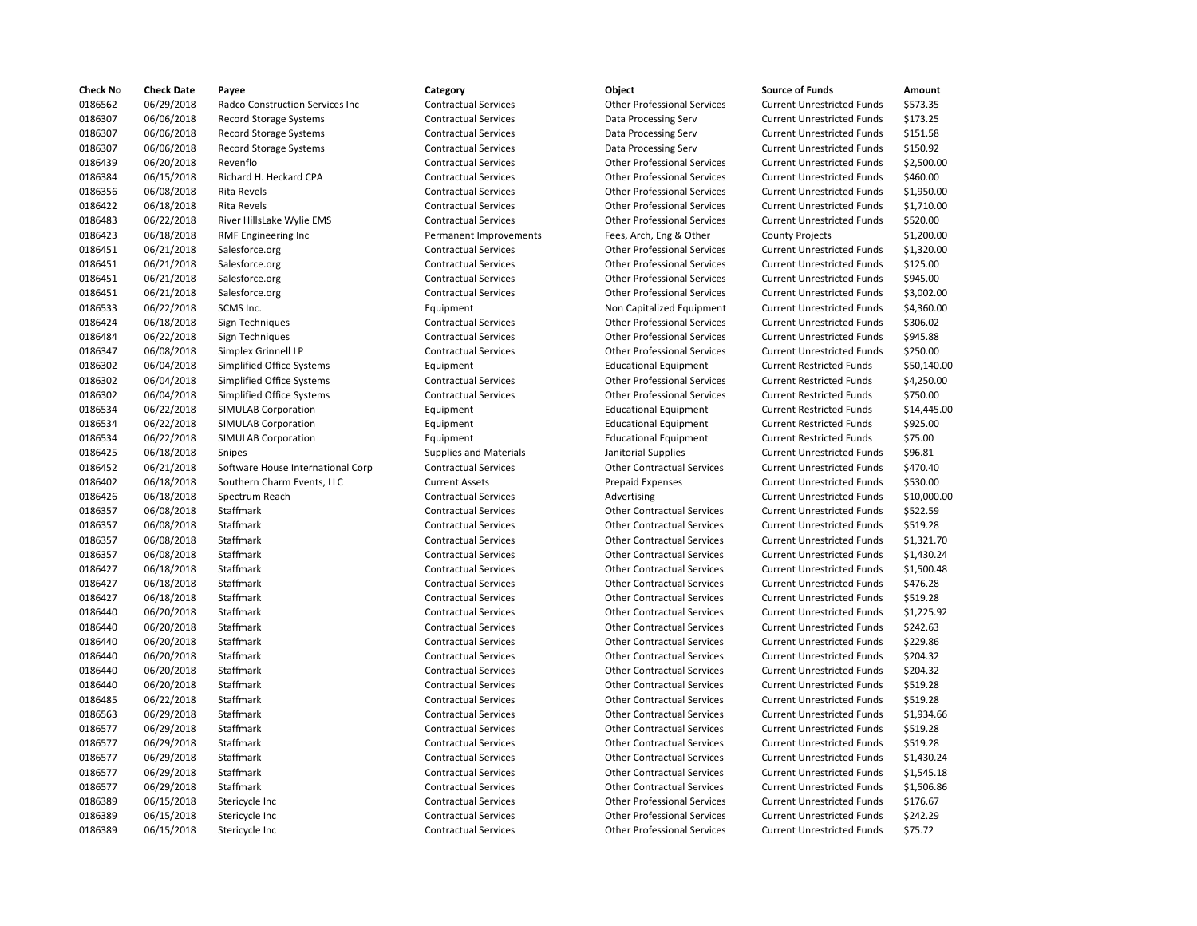| Check No | Check Date | Payee | Category | Object | Source of Funds | Amount |
|---|---|---|---|---|---|---|
| 0186562 | 06/29/2018 | Radco Construction Services Inc | Contractual Services | Other Professional Services | Current Unrestricted Funds | $573.35 |
| 0186307 | 06/06/2018 | Record Storage Systems | Contractual Services | Data Processing Serv | Current Unrestricted Funds | $173.25 |
| 0186307 | 06/06/2018 | Record Storage Systems | Contractual Services | Data Processing Serv | Current Unrestricted Funds | $151.58 |
| 0186307 | 06/06/2018 | Record Storage Systems | Contractual Services | Data Processing Serv | Current Unrestricted Funds | $150.92 |
| 0186439 | 06/20/2018 | Revenflo | Contractual Services | Other Professional Services | Current Unrestricted Funds | $2,500.00 |
| 0186384 | 06/15/2018 | Richard H. Heckard CPA | Contractual Services | Other Professional Services | Current Unrestricted Funds | $460.00 |
| 0186356 | 06/08/2018 | Rita Revels | Contractual Services | Other Professional Services | Current Unrestricted Funds | $1,950.00 |
| 0186422 | 06/18/2018 | Rita Revels | Contractual Services | Other Professional Services | Current Unrestricted Funds | $1,710.00 |
| 0186483 | 06/22/2018 | River HillsLake Wylie EMS | Contractual Services | Other Professional Services | Current Unrestricted Funds | $520.00 |
| 0186423 | 06/18/2018 | RMF Engineering Inc | Permanent Improvements | Fees, Arch, Eng & Other | County Projects | $1,200.00 |
| 0186451 | 06/21/2018 | Salesforce.org | Contractual Services | Other Professional Services | Current Unrestricted Funds | $1,320.00 |
| 0186451 | 06/21/2018 | Salesforce.org | Contractual Services | Other Professional Services | Current Unrestricted Funds | $125.00 |
| 0186451 | 06/21/2018 | Salesforce.org | Contractual Services | Other Professional Services | Current Unrestricted Funds | $945.00 |
| 0186451 | 06/21/2018 | Salesforce.org | Contractual Services | Other Professional Services | Current Unrestricted Funds | $3,002.00 |
| 0186533 | 06/22/2018 | SCMS Inc. | Equipment | Non Capitalized Equipment | Current Unrestricted Funds | $4,360.00 |
| 0186424 | 06/18/2018 | Sign Techniques | Contractual Services | Other Professional Services | Current Unrestricted Funds | $306.02 |
| 0186484 | 06/22/2018 | Sign Techniques | Contractual Services | Other Professional Services | Current Unrestricted Funds | $945.88 |
| 0186347 | 06/08/2018 | Simplex Grinnell LP | Contractual Services | Other Professional Services | Current Unrestricted Funds | $250.00 |
| 0186302 | 06/04/2018 | Simplified Office Systems | Equipment | Educational Equipment | Current Restricted Funds | $50,140.00 |
| 0186302 | 06/04/2018 | Simplified Office Systems | Contractual Services | Other Professional Services | Current Restricted Funds | $4,250.00 |
| 0186302 | 06/04/2018 | Simplified Office Systems | Contractual Services | Other Professional Services | Current Restricted Funds | $750.00 |
| 0186534 | 06/22/2018 | SIMULAB Corporation | Equipment | Educational Equipment | Current Restricted Funds | $14,445.00 |
| 0186534 | 06/22/2018 | SIMULAB Corporation | Equipment | Educational Equipment | Current Restricted Funds | $925.00 |
| 0186534 | 06/22/2018 | SIMULAB Corporation | Equipment | Educational Equipment | Current Restricted Funds | $75.00 |
| 0186425 | 06/18/2018 | Snipes | Supplies and Materials | Janitorial Supplies | Current Unrestricted Funds | $96.81 |
| 0186452 | 06/21/2018 | Software House International Corp | Contractual Services | Other Contractual Services | Current Unrestricted Funds | $470.40 |
| 0186402 | 06/18/2018 | Southern Charm Events, LLC | Current Assets | Prepaid Expenses | Current Unrestricted Funds | $530.00 |
| 0186426 | 06/18/2018 | Spectrum Reach | Contractual Services | Advertising | Current Unrestricted Funds | $10,000.00 |
| 0186357 | 06/08/2018 | Staffmark | Contractual Services | Other Contractual Services | Current Unrestricted Funds | $522.59 |
| 0186357 | 06/08/2018 | Staffmark | Contractual Services | Other Contractual Services | Current Unrestricted Funds | $519.28 |
| 0186357 | 06/08/2018 | Staffmark | Contractual Services | Other Contractual Services | Current Unrestricted Funds | $1,321.70 |
| 0186357 | 06/08/2018 | Staffmark | Contractual Services | Other Contractual Services | Current Unrestricted Funds | $1,430.24 |
| 0186427 | 06/18/2018 | Staffmark | Contractual Services | Other Contractual Services | Current Unrestricted Funds | $1,500.48 |
| 0186427 | 06/18/2018 | Staffmark | Contractual Services | Other Contractual Services | Current Unrestricted Funds | $476.28 |
| 0186427 | 06/18/2018 | Staffmark | Contractual Services | Other Contractual Services | Current Unrestricted Funds | $519.28 |
| 0186440 | 06/20/2018 | Staffmark | Contractual Services | Other Contractual Services | Current Unrestricted Funds | $1,225.92 |
| 0186440 | 06/20/2018 | Staffmark | Contractual Services | Other Contractual Services | Current Unrestricted Funds | $242.63 |
| 0186440 | 06/20/2018 | Staffmark | Contractual Services | Other Contractual Services | Current Unrestricted Funds | $229.86 |
| 0186440 | 06/20/2018 | Staffmark | Contractual Services | Other Contractual Services | Current Unrestricted Funds | $204.32 |
| 0186440 | 06/20/2018 | Staffmark | Contractual Services | Other Contractual Services | Current Unrestricted Funds | $204.32 |
| 0186440 | 06/20/2018 | Staffmark | Contractual Services | Other Contractual Services | Current Unrestricted Funds | $519.28 |
| 0186485 | 06/22/2018 | Staffmark | Contractual Services | Other Contractual Services | Current Unrestricted Funds | $519.28 |
| 0186563 | 06/29/2018 | Staffmark | Contractual Services | Other Contractual Services | Current Unrestricted Funds | $1,934.66 |
| 0186577 | 06/29/2018 | Staffmark | Contractual Services | Other Contractual Services | Current Unrestricted Funds | $519.28 |
| 0186577 | 06/29/2018 | Staffmark | Contractual Services | Other Contractual Services | Current Unrestricted Funds | $519.28 |
| 0186577 | 06/29/2018 | Staffmark | Contractual Services | Other Contractual Services | Current Unrestricted Funds | $1,430.24 |
| 0186577 | 06/29/2018 | Staffmark | Contractual Services | Other Contractual Services | Current Unrestricted Funds | $1,545.18 |
| 0186577 | 06/29/2018 | Staffmark | Contractual Services | Other Contractual Services | Current Unrestricted Funds | $1,506.86 |
| 0186389 | 06/15/2018 | Stericycle Inc | Contractual Services | Other Professional Services | Current Unrestricted Funds | $176.67 |
| 0186389 | 06/15/2018 | Stericycle Inc | Contractual Services | Other Professional Services | Current Unrestricted Funds | $242.29 |
| 0186389 | 06/15/2018 | Stericycle Inc | Contractual Services | Other Professional Services | Current Unrestricted Funds | $75.72 |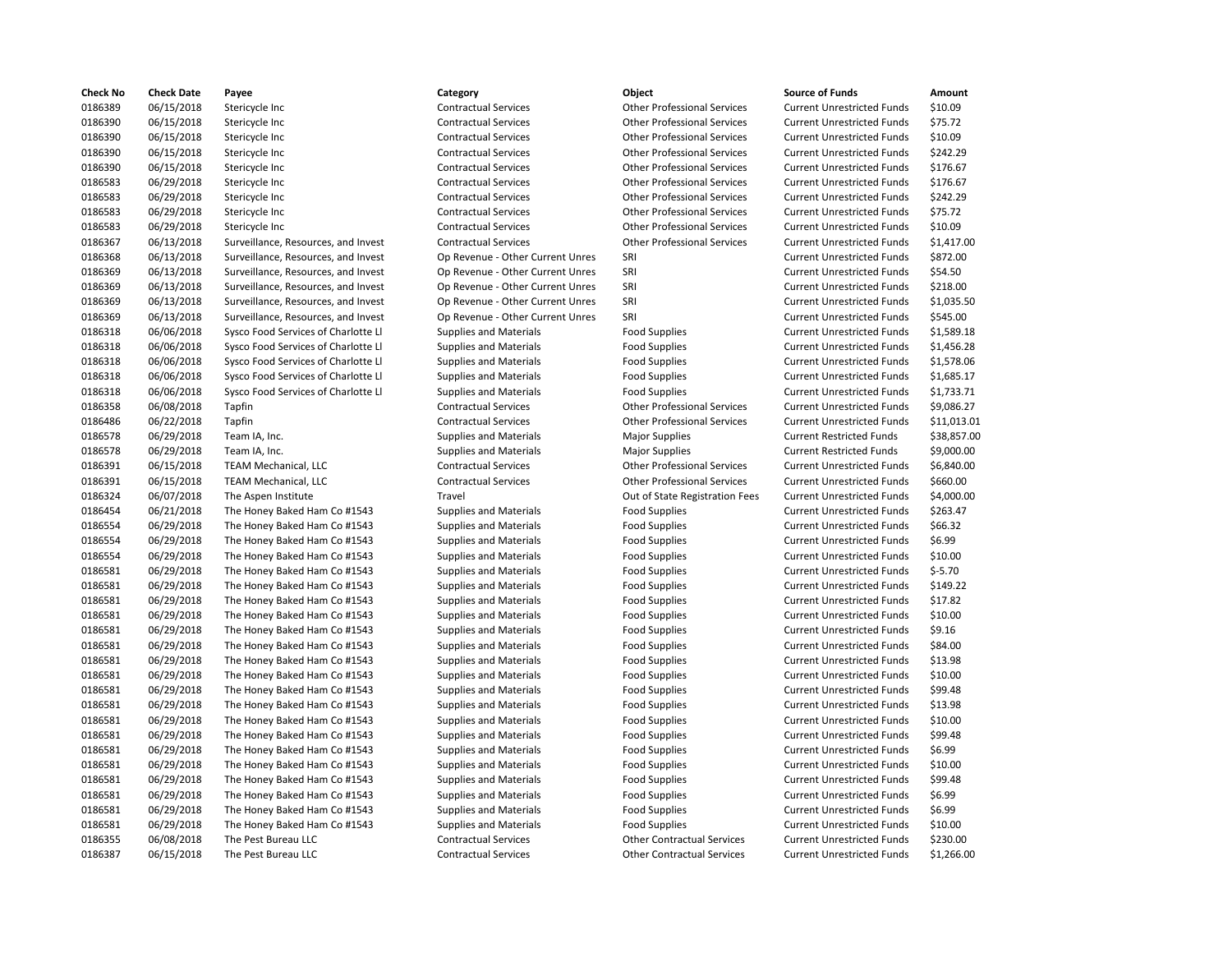| Check No | Check Date | Payee | Category | Object | Source of Funds | Amount |
|---|---|---|---|---|---|---|
| 0186389 | 06/15/2018 | Stericycle Inc | Contractual Services | Other Professional Services | Current Unrestricted Funds | $10.09 |
| 0186390 | 06/15/2018 | Stericycle Inc | Contractual Services | Other Professional Services | Current Unrestricted Funds | $75.72 |
| 0186390 | 06/15/2018 | Stericycle Inc | Contractual Services | Other Professional Services | Current Unrestricted Funds | $10.09 |
| 0186390 | 06/15/2018 | Stericycle Inc | Contractual Services | Other Professional Services | Current Unrestricted Funds | $242.29 |
| 0186390 | 06/15/2018 | Stericycle Inc | Contractual Services | Other Professional Services | Current Unrestricted Funds | $176.67 |
| 0186583 | 06/29/2018 | Stericycle Inc | Contractual Services | Other Professional Services | Current Unrestricted Funds | $176.67 |
| 0186583 | 06/29/2018 | Stericycle Inc | Contractual Services | Other Professional Services | Current Unrestricted Funds | $242.29 |
| 0186583 | 06/29/2018 | Stericycle Inc | Contractual Services | Other Professional Services | Current Unrestricted Funds | $75.72 |
| 0186583 | 06/29/2018 | Stericycle Inc | Contractual Services | Other Professional Services | Current Unrestricted Funds | $10.09 |
| 0186367 | 06/13/2018 | Surveillance, Resources, and Invest | Contractual Services | Other Professional Services | Current Unrestricted Funds | $1,417.00 |
| 0186368 | 06/13/2018 | Surveillance, Resources, and Invest | Op Revenue - Other Current Unres | SRI | Current Unrestricted Funds | $872.00 |
| 0186369 | 06/13/2018 | Surveillance, Resources, and Invest | Op Revenue - Other Current Unres | SRI | Current Unrestricted Funds | $54.50 |
| 0186369 | 06/13/2018 | Surveillance, Resources, and Invest | Op Revenue - Other Current Unres | SRI | Current Unrestricted Funds | $218.00 |
| 0186369 | 06/13/2018 | Surveillance, Resources, and Invest | Op Revenue - Other Current Unres | SRI | Current Unrestricted Funds | $1,035.50 |
| 0186369 | 06/13/2018 | Surveillance, Resources, and Invest | Op Revenue - Other Current Unres | SRI | Current Unrestricted Funds | $545.00 |
| 0186318 | 06/06/2018 | Sysco Food Services of Charlotte Ll | Supplies and Materials | Food Supplies | Current Unrestricted Funds | $1,589.18 |
| 0186318 | 06/06/2018 | Sysco Food Services of Charlotte Ll | Supplies and Materials | Food Supplies | Current Unrestricted Funds | $1,456.28 |
| 0186318 | 06/06/2018 | Sysco Food Services of Charlotte Ll | Supplies and Materials | Food Supplies | Current Unrestricted Funds | $1,578.06 |
| 0186318 | 06/06/2018 | Sysco Food Services of Charlotte Ll | Supplies and Materials | Food Supplies | Current Unrestricted Funds | $1,685.17 |
| 0186318 | 06/06/2018 | Sysco Food Services of Charlotte Ll | Supplies and Materials | Food Supplies | Current Unrestricted Funds | $1,733.71 |
| 0186358 | 06/08/2018 | Tapfin | Contractual Services | Other Professional Services | Current Unrestricted Funds | $9,086.27 |
| 0186486 | 06/22/2018 | Tapfin | Contractual Services | Other Professional Services | Current Unrestricted Funds | $11,013.01 |
| 0186578 | 06/29/2018 | Team IA, Inc. | Supplies and Materials | Major Supplies | Current Restricted Funds | $38,857.00 |
| 0186578 | 06/29/2018 | Team IA, Inc. | Supplies and Materials | Major Supplies | Current Restricted Funds | $9,000.00 |
| 0186391 | 06/15/2018 | TEAM Mechanical, LLC | Contractual Services | Other Professional Services | Current Unrestricted Funds | $6,840.00 |
| 0186391 | 06/15/2018 | TEAM Mechanical, LLC | Contractual Services | Other Professional Services | Current Unrestricted Funds | $660.00 |
| 0186324 | 06/07/2018 | The Aspen Institute | Travel | Out of State Registration Fees | Current Unrestricted Funds | $4,000.00 |
| 0186454 | 06/21/2018 | The Honey Baked Ham Co #1543 | Supplies and Materials | Food Supplies | Current Unrestricted Funds | $263.47 |
| 0186554 | 06/29/2018 | The Honey Baked Ham Co #1543 | Supplies and Materials | Food Supplies | Current Unrestricted Funds | $66.32 |
| 0186554 | 06/29/2018 | The Honey Baked Ham Co #1543 | Supplies and Materials | Food Supplies | Current Unrestricted Funds | $6.99 |
| 0186554 | 06/29/2018 | The Honey Baked Ham Co #1543 | Supplies and Materials | Food Supplies | Current Unrestricted Funds | $10.00 |
| 0186581 | 06/29/2018 | The Honey Baked Ham Co #1543 | Supplies and Materials | Food Supplies | Current Unrestricted Funds | $-5.70 |
| 0186581 | 06/29/2018 | The Honey Baked Ham Co #1543 | Supplies and Materials | Food Supplies | Current Unrestricted Funds | $149.22 |
| 0186581 | 06/29/2018 | The Honey Baked Ham Co #1543 | Supplies and Materials | Food Supplies | Current Unrestricted Funds | $17.82 |
| 0186581 | 06/29/2018 | The Honey Baked Ham Co #1543 | Supplies and Materials | Food Supplies | Current Unrestricted Funds | $10.00 |
| 0186581 | 06/29/2018 | The Honey Baked Ham Co #1543 | Supplies and Materials | Food Supplies | Current Unrestricted Funds | $9.16 |
| 0186581 | 06/29/2018 | The Honey Baked Ham Co #1543 | Supplies and Materials | Food Supplies | Current Unrestricted Funds | $84.00 |
| 0186581 | 06/29/2018 | The Honey Baked Ham Co #1543 | Supplies and Materials | Food Supplies | Current Unrestricted Funds | $13.98 |
| 0186581 | 06/29/2018 | The Honey Baked Ham Co #1543 | Supplies and Materials | Food Supplies | Current Unrestricted Funds | $10.00 |
| 0186581 | 06/29/2018 | The Honey Baked Ham Co #1543 | Supplies and Materials | Food Supplies | Current Unrestricted Funds | $99.48 |
| 0186581 | 06/29/2018 | The Honey Baked Ham Co #1543 | Supplies and Materials | Food Supplies | Current Unrestricted Funds | $13.98 |
| 0186581 | 06/29/2018 | The Honey Baked Ham Co #1543 | Supplies and Materials | Food Supplies | Current Unrestricted Funds | $10.00 |
| 0186581 | 06/29/2018 | The Honey Baked Ham Co #1543 | Supplies and Materials | Food Supplies | Current Unrestricted Funds | $99.48 |
| 0186581 | 06/29/2018 | The Honey Baked Ham Co #1543 | Supplies and Materials | Food Supplies | Current Unrestricted Funds | $6.99 |
| 0186581 | 06/29/2018 | The Honey Baked Ham Co #1543 | Supplies and Materials | Food Supplies | Current Unrestricted Funds | $10.00 |
| 0186581 | 06/29/2018 | The Honey Baked Ham Co #1543 | Supplies and Materials | Food Supplies | Current Unrestricted Funds | $99.48 |
| 0186581 | 06/29/2018 | The Honey Baked Ham Co #1543 | Supplies and Materials | Food Supplies | Current Unrestricted Funds | $6.99 |
| 0186581 | 06/29/2018 | The Honey Baked Ham Co #1543 | Supplies and Materials | Food Supplies | Current Unrestricted Funds | $6.99 |
| 0186581 | 06/29/2018 | The Honey Baked Ham Co #1543 | Supplies and Materials | Food Supplies | Current Unrestricted Funds | $10.00 |
| 0186355 | 06/08/2018 | The Pest Bureau LLC | Contractual Services | Other Contractual Services | Current Unrestricted Funds | $230.00 |
| 0186387 | 06/15/2018 | The Pest Bureau LLC | Contractual Services | Other Contractual Services | Current Unrestricted Funds | $1,266.00 |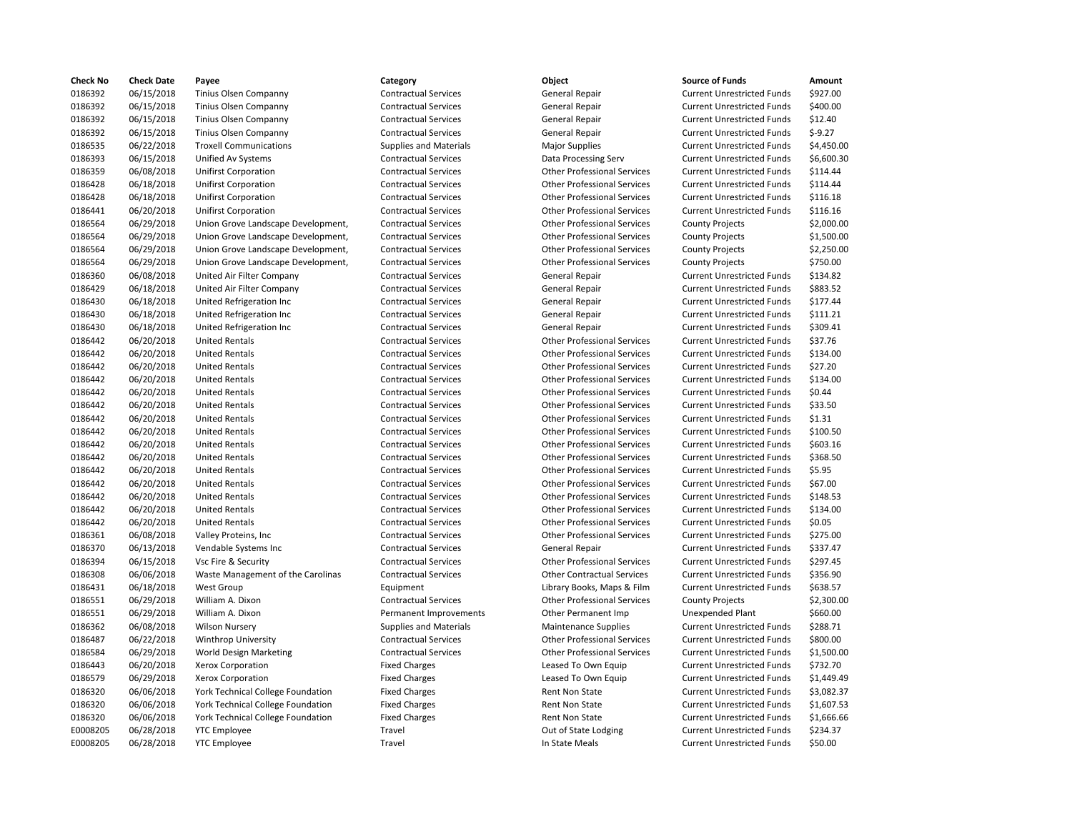| Check No | Check Date | Payee | Category | Object | Source of Funds | Amount |
|---|---|---|---|---|---|---|
| 0186392 | 06/15/2018 | Tinius Olsen Companny | Contractual Services | General Repair | Current Unrestricted Funds | $927.00 |
| 0186392 | 06/15/2018 | Tinius Olsen Companny | Contractual Services | General Repair | Current Unrestricted Funds | $400.00 |
| 0186392 | 06/15/2018 | Tinius Olsen Companny | Contractual Services | General Repair | Current Unrestricted Funds | $12.40 |
| 0186392 | 06/15/2018 | Tinius Olsen Companny | Contractual Services | General Repair | Current Unrestricted Funds | $-9.27 |
| 0186535 | 06/22/2018 | Troxell Communications | Supplies and Materials | Major Supplies | Current Unrestricted Funds | $4,450.00 |
| 0186393 | 06/15/2018 | Unified Av Systems | Contractual Services | Data Processing Serv | Current Unrestricted Funds | $6,600.30 |
| 0186359 | 06/08/2018 | Unifirst Corporation | Contractual Services | Other Professional Services | Current Unrestricted Funds | $114.44 |
| 0186428 | 06/18/2018 | Unifirst Corporation | Contractual Services | Other Professional Services | Current Unrestricted Funds | $114.44 |
| 0186428 | 06/18/2018 | Unifirst Corporation | Contractual Services | Other Professional Services | Current Unrestricted Funds | $116.18 |
| 0186441 | 06/20/2018 | Unifirst Corporation | Contractual Services | Other Professional Services | Current Unrestricted Funds | $116.16 |
| 0186564 | 06/29/2018 | Union Grove Landscape Development, | Contractual Services | Other Professional Services | County Projects | $2,000.00 |
| 0186564 | 06/29/2018 | Union Grove Landscape Development, | Contractual Services | Other Professional Services | County Projects | $1,500.00 |
| 0186564 | 06/29/2018 | Union Grove Landscape Development, | Contractual Services | Other Professional Services | County Projects | $2,250.00 |
| 0186564 | 06/29/2018 | Union Grove Landscape Development, | Contractual Services | Other Professional Services | County Projects | $750.00 |
| 0186360 | 06/08/2018 | United Air Filter Company | Contractual Services | General Repair | Current Unrestricted Funds | $134.82 |
| 0186429 | 06/18/2018 | United Air Filter Company | Contractual Services | General Repair | Current Unrestricted Funds | $883.52 |
| 0186430 | 06/18/2018 | United Refrigeration Inc | Contractual Services | General Repair | Current Unrestricted Funds | $177.44 |
| 0186430 | 06/18/2018 | United Refrigeration Inc | Contractual Services | General Repair | Current Unrestricted Funds | $111.21 |
| 0186430 | 06/18/2018 | United Refrigeration Inc | Contractual Services | General Repair | Current Unrestricted Funds | $309.41 |
| 0186442 | 06/20/2018 | United Rentals | Contractual Services | Other Professional Services | Current Unrestricted Funds | $37.76 |
| 0186442 | 06/20/2018 | United Rentals | Contractual Services | Other Professional Services | Current Unrestricted Funds | $134.00 |
| 0186442 | 06/20/2018 | United Rentals | Contractual Services | Other Professional Services | Current Unrestricted Funds | $27.20 |
| 0186442 | 06/20/2018 | United Rentals | Contractual Services | Other Professional Services | Current Unrestricted Funds | $134.00 |
| 0186442 | 06/20/2018 | United Rentals | Contractual Services | Other Professional Services | Current Unrestricted Funds | $0.44 |
| 0186442 | 06/20/2018 | United Rentals | Contractual Services | Other Professional Services | Current Unrestricted Funds | $33.50 |
| 0186442 | 06/20/2018 | United Rentals | Contractual Services | Other Professional Services | Current Unrestricted Funds | $1.31 |
| 0186442 | 06/20/2018 | United Rentals | Contractual Services | Other Professional Services | Current Unrestricted Funds | $100.50 |
| 0186442 | 06/20/2018 | United Rentals | Contractual Services | Other Professional Services | Current Unrestricted Funds | $603.16 |
| 0186442 | 06/20/2018 | United Rentals | Contractual Services | Other Professional Services | Current Unrestricted Funds | $368.50 |
| 0186442 | 06/20/2018 | United Rentals | Contractual Services | Other Professional Services | Current Unrestricted Funds | $5.95 |
| 0186442 | 06/20/2018 | United Rentals | Contractual Services | Other Professional Services | Current Unrestricted Funds | $67.00 |
| 0186442 | 06/20/2018 | United Rentals | Contractual Services | Other Professional Services | Current Unrestricted Funds | $148.53 |
| 0186442 | 06/20/2018 | United Rentals | Contractual Services | Other Professional Services | Current Unrestricted Funds | $134.00 |
| 0186442 | 06/20/2018 | United Rentals | Contractual Services | Other Professional Services | Current Unrestricted Funds | $0.05 |
| 0186361 | 06/08/2018 | Valley Proteins, Inc | Contractual Services | Other Professional Services | Current Unrestricted Funds | $275.00 |
| 0186370 | 06/13/2018 | Vendable Systems Inc | Contractual Services | General Repair | Current Unrestricted Funds | $337.47 |
| 0186394 | 06/15/2018 | Vsc Fire & Security | Contractual Services | Other Professional Services | Current Unrestricted Funds | $297.45 |
| 0186308 | 06/06/2018 | Waste Management of the Carolinas | Contractual Services | Other Contractual Services | Current Unrestricted Funds | $356.90 |
| 0186431 | 06/18/2018 | West Group | Equipment | Library Books, Maps & Film | Current Unrestricted Funds | $638.57 |
| 0186551 | 06/29/2018 | William A. Dixon | Contractual Services | Other Professional Services | County Projects | $2,300.00 |
| 0186551 | 06/29/2018 | William A. Dixon | Permanent Improvements | Other Permanent Imp | Unexpended Plant | $660.00 |
| 0186362 | 06/08/2018 | Wilson Nursery | Supplies and Materials | Maintenance Supplies | Current Unrestricted Funds | $288.71 |
| 0186487 | 06/22/2018 | Winthrop University | Contractual Services | Other Professional Services | Current Unrestricted Funds | $800.00 |
| 0186584 | 06/29/2018 | World Design Marketing | Contractual Services | Other Professional Services | Current Unrestricted Funds | $1,500.00 |
| 0186443 | 06/20/2018 | Xerox Corporation | Fixed Charges | Leased To Own Equip | Current Unrestricted Funds | $732.70 |
| 0186579 | 06/29/2018 | Xerox Corporation | Fixed Charges | Leased To Own Equip | Current Unrestricted Funds | $1,449.49 |
| 0186320 | 06/06/2018 | York Technical College Foundation | Fixed Charges | Rent Non State | Current Unrestricted Funds | $3,082.37 |
| 0186320 | 06/06/2018 | York Technical College Foundation | Fixed Charges | Rent Non State | Current Unrestricted Funds | $1,607.53 |
| 0186320 | 06/06/2018 | York Technical College Foundation | Fixed Charges | Rent Non State | Current Unrestricted Funds | $1,666.66 |
| E0008205 | 06/28/2018 | YTC Employee | Travel | Out of State Lodging | Current Unrestricted Funds | $234.37 |
| E0008205 | 06/28/2018 | YTC Employee | Travel | In State Meals | Current Unrestricted Funds | $50.00 |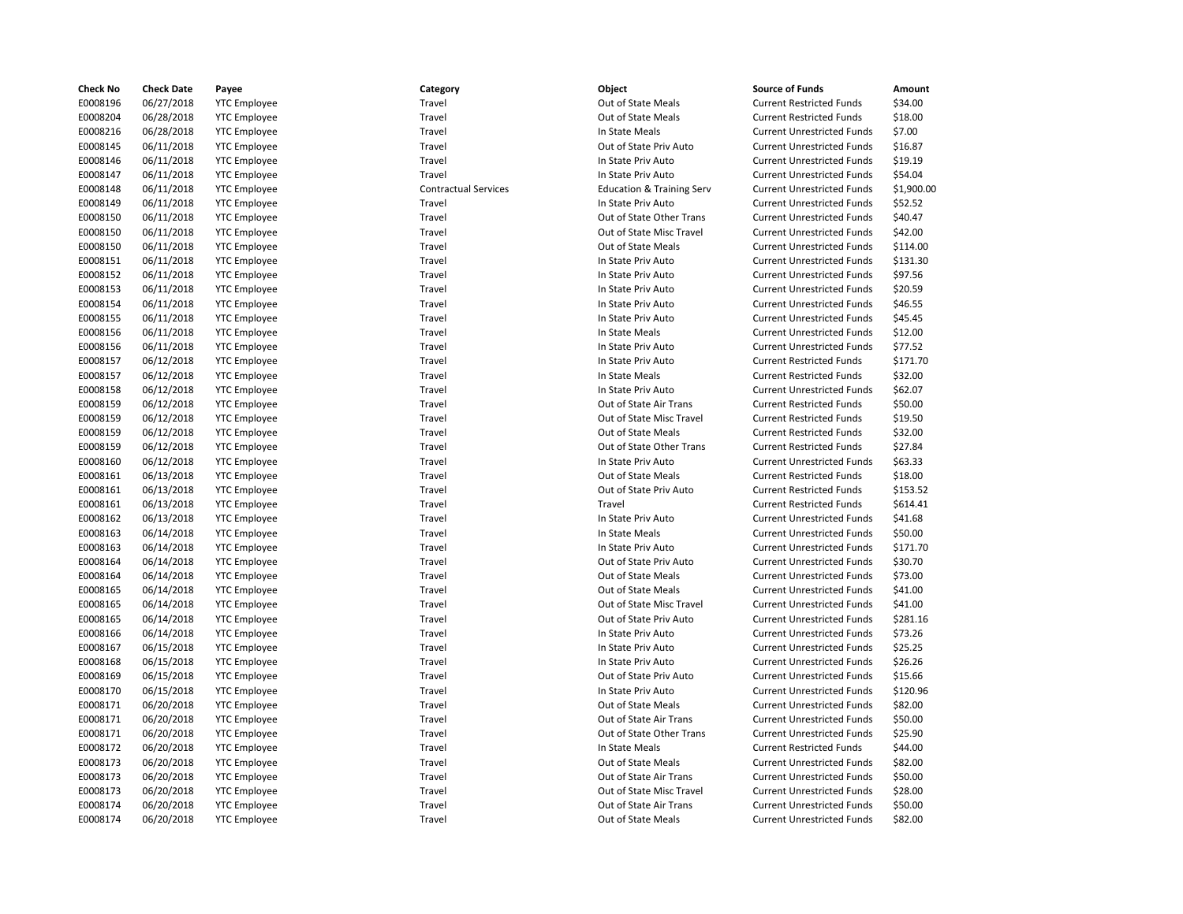| Check No | Check Date | Payee | Category | Object | Source of Funds | Amount |
|---|---|---|---|---|---|---|
| E0008196 | 06/27/2018 | YTC Employee | Travel | Out of State Meals | Current Restricted Funds | $34.00 |
| E0008204 | 06/28/2018 | YTC Employee | Travel | Out of State Meals | Current Restricted Funds | $18.00 |
| E0008216 | 06/28/2018 | YTC Employee | Travel | In State Meals | Current Unrestricted Funds | $7.00 |
| E0008145 | 06/11/2018 | YTC Employee | Travel | Out of State Priv Auto | Current Unrestricted Funds | $16.87 |
| E0008146 | 06/11/2018 | YTC Employee | Travel | In State Priv Auto | Current Unrestricted Funds | $19.19 |
| E0008147 | 06/11/2018 | YTC Employee | Travel | In State Priv Auto | Current Unrestricted Funds | $54.04 |
| E0008148 | 06/11/2018 | YTC Employee | Contractual Services | Education & Training Serv | Current Unrestricted Funds | $1,900.00 |
| E0008149 | 06/11/2018 | YTC Employee | Travel | In State Priv Auto | Current Unrestricted Funds | $52.52 |
| E0008150 | 06/11/2018 | YTC Employee | Travel | Out of State Other Trans | Current Unrestricted Funds | $40.47 |
| E0008150 | 06/11/2018 | YTC Employee | Travel | Out of State Misc Travel | Current Unrestricted Funds | $42.00 |
| E0008150 | 06/11/2018 | YTC Employee | Travel | Out of State Meals | Current Unrestricted Funds | $114.00 |
| E0008151 | 06/11/2018 | YTC Employee | Travel | In State Priv Auto | Current Unrestricted Funds | $131.30 |
| E0008152 | 06/11/2018 | YTC Employee | Travel | In State Priv Auto | Current Unrestricted Funds | $97.56 |
| E0008153 | 06/11/2018 | YTC Employee | Travel | In State Priv Auto | Current Unrestricted Funds | $20.59 |
| E0008154 | 06/11/2018 | YTC Employee | Travel | In State Priv Auto | Current Unrestricted Funds | $46.55 |
| E0008155 | 06/11/2018 | YTC Employee | Travel | In State Priv Auto | Current Unrestricted Funds | $45.45 |
| E0008156 | 06/11/2018 | YTC Employee | Travel | In State Meals | Current Unrestricted Funds | $12.00 |
| E0008156 | 06/11/2018 | YTC Employee | Travel | In State Priv Auto | Current Unrestricted Funds | $77.52 |
| E0008157 | 06/12/2018 | YTC Employee | Travel | In State Priv Auto | Current Restricted Funds | $171.70 |
| E0008157 | 06/12/2018 | YTC Employee | Travel | In State Meals | Current Restricted Funds | $32.00 |
| E0008158 | 06/12/2018 | YTC Employee | Travel | In State Priv Auto | Current Unrestricted Funds | $62.07 |
| E0008159 | 06/12/2018 | YTC Employee | Travel | Out of State Air Trans | Current Restricted Funds | $50.00 |
| E0008159 | 06/12/2018 | YTC Employee | Travel | Out of State Misc Travel | Current Restricted Funds | $19.50 |
| E0008159 | 06/12/2018 | YTC Employee | Travel | Out of State Meals | Current Restricted Funds | $32.00 |
| E0008159 | 06/12/2018 | YTC Employee | Travel | Out of State Other Trans | Current Restricted Funds | $27.84 |
| E0008160 | 06/12/2018 | YTC Employee | Travel | In State Priv Auto | Current Unrestricted Funds | $63.33 |
| E0008161 | 06/13/2018 | YTC Employee | Travel | Out of State Meals | Current Restricted Funds | $18.00 |
| E0008161 | 06/13/2018 | YTC Employee | Travel | Out of State Priv Auto | Current Restricted Funds | $153.52 |
| E0008161 | 06/13/2018 | YTC Employee | Travel | Travel | Current Restricted Funds | $614.41 |
| E0008162 | 06/13/2018 | YTC Employee | Travel | In State Priv Auto | Current Unrestricted Funds | $41.68 |
| E0008163 | 06/14/2018 | YTC Employee | Travel | In State Meals | Current Unrestricted Funds | $50.00 |
| E0008163 | 06/14/2018 | YTC Employee | Travel | In State Priv Auto | Current Unrestricted Funds | $171.70 |
| E0008164 | 06/14/2018 | YTC Employee | Travel | Out of State Priv Auto | Current Unrestricted Funds | $30.70 |
| E0008164 | 06/14/2018 | YTC Employee | Travel | Out of State Meals | Current Unrestricted Funds | $73.00 |
| E0008165 | 06/14/2018 | YTC Employee | Travel | Out of State Meals | Current Unrestricted Funds | $41.00 |
| E0008165 | 06/14/2018 | YTC Employee | Travel | Out of State Misc Travel | Current Unrestricted Funds | $41.00 |
| E0008165 | 06/14/2018 | YTC Employee | Travel | Out of State Priv Auto | Current Unrestricted Funds | $281.16 |
| E0008166 | 06/14/2018 | YTC Employee | Travel | In State Priv Auto | Current Unrestricted Funds | $73.26 |
| E0008167 | 06/15/2018 | YTC Employee | Travel | In State Priv Auto | Current Unrestricted Funds | $25.25 |
| E0008168 | 06/15/2018 | YTC Employee | Travel | In State Priv Auto | Current Unrestricted Funds | $26.26 |
| E0008169 | 06/15/2018 | YTC Employee | Travel | Out of State Priv Auto | Current Unrestricted Funds | $15.66 |
| E0008170 | 06/15/2018 | YTC Employee | Travel | In State Priv Auto | Current Unrestricted Funds | $120.96 |
| E0008171 | 06/20/2018 | YTC Employee | Travel | Out of State Meals | Current Unrestricted Funds | $82.00 |
| E0008171 | 06/20/2018 | YTC Employee | Travel | Out of State Air Trans | Current Unrestricted Funds | $50.00 |
| E0008171 | 06/20/2018 | YTC Employee | Travel | Out of State Other Trans | Current Unrestricted Funds | $25.90 |
| E0008172 | 06/20/2018 | YTC Employee | Travel | In State Meals | Current Restricted Funds | $44.00 |
| E0008173 | 06/20/2018 | YTC Employee | Travel | Out of State Meals | Current Unrestricted Funds | $82.00 |
| E0008173 | 06/20/2018 | YTC Employee | Travel | Out of State Air Trans | Current Unrestricted Funds | $50.00 |
| E0008173 | 06/20/2018 | YTC Employee | Travel | Out of State Misc Travel | Current Unrestricted Funds | $28.00 |
| E0008174 | 06/20/2018 | YTC Employee | Travel | Out of State Air Trans | Current Unrestricted Funds | $50.00 |
| E0008174 | 06/20/2018 | YTC Employee | Travel | Out of State Meals | Current Unrestricted Funds | $82.00 |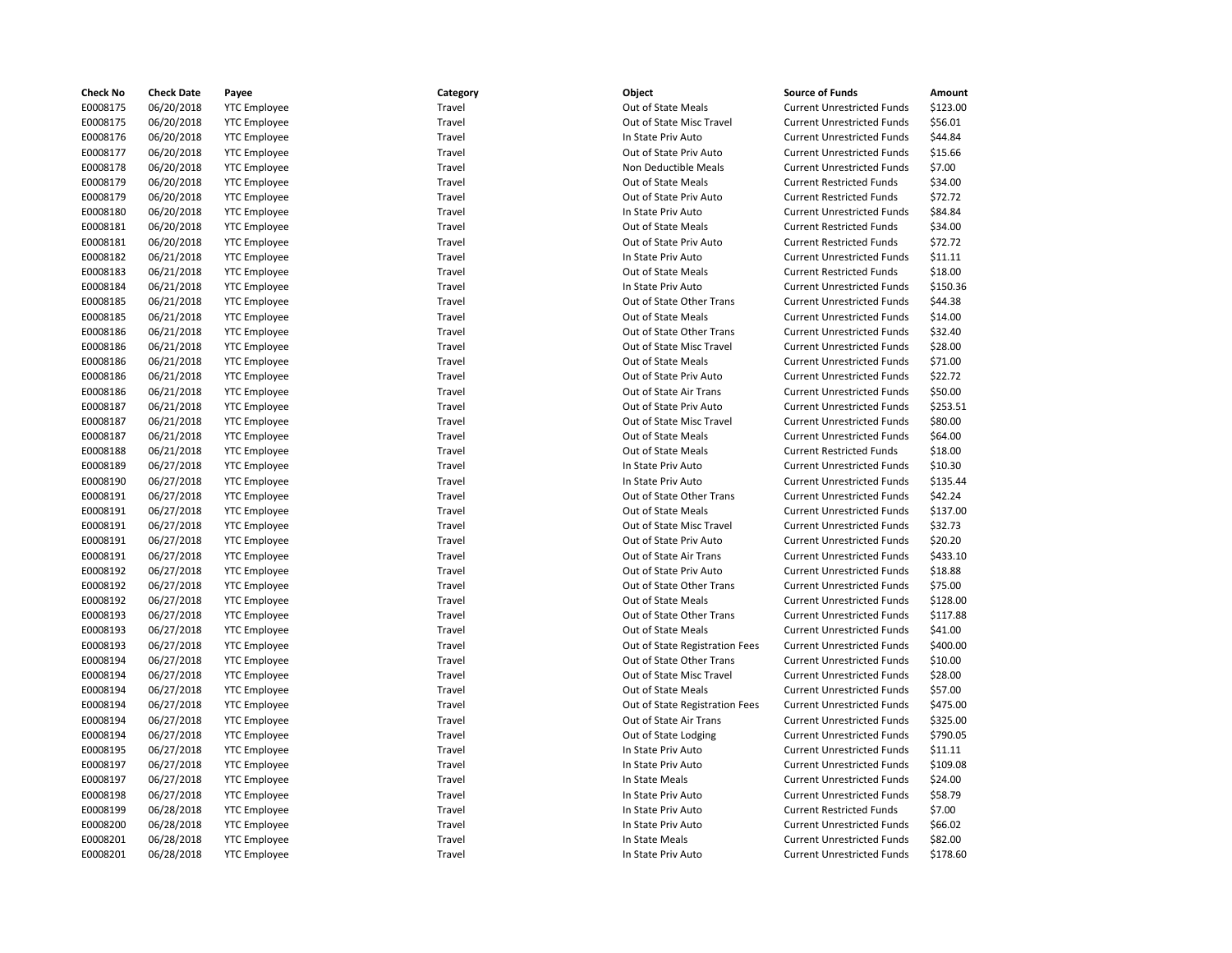| Check No | Check Date | Payee | Category | Object | Source of Funds | Amount |
|---|---|---|---|---|---|---|
| E0008175 | 06/20/2018 | YTC Employee | Travel | Out of State Meals | Current Unrestricted Funds | $123.00 |
| E0008175 | 06/20/2018 | YTC Employee | Travel | Out of State Misc Travel | Current Unrestricted Funds | $56.01 |
| E0008176 | 06/20/2018 | YTC Employee | Travel | In State Priv Auto | Current Unrestricted Funds | $44.84 |
| E0008177 | 06/20/2018 | YTC Employee | Travel | Out of State Priv Auto | Current Unrestricted Funds | $15.66 |
| E0008178 | 06/20/2018 | YTC Employee | Travel | Non Deductible Meals | Current Unrestricted Funds | $7.00 |
| E0008179 | 06/20/2018 | YTC Employee | Travel | Out of State Meals | Current Restricted Funds | $34.00 |
| E0008179 | 06/20/2018 | YTC Employee | Travel | Out of State Priv Auto | Current Restricted Funds | $72.72 |
| E0008180 | 06/20/2018 | YTC Employee | Travel | In State Priv Auto | Current Unrestricted Funds | $84.84 |
| E0008181 | 06/20/2018 | YTC Employee | Travel | Out of State Meals | Current Restricted Funds | $34.00 |
| E0008181 | 06/20/2018 | YTC Employee | Travel | Out of State Priv Auto | Current Restricted Funds | $72.72 |
| E0008182 | 06/21/2018 | YTC Employee | Travel | In State Priv Auto | Current Unrestricted Funds | $11.11 |
| E0008183 | 06/21/2018 | YTC Employee | Travel | Out of State Meals | Current Restricted Funds | $18.00 |
| E0008184 | 06/21/2018 | YTC Employee | Travel | In State Priv Auto | Current Unrestricted Funds | $150.36 |
| E0008185 | 06/21/2018 | YTC Employee | Travel | Out of State Other Trans | Current Unrestricted Funds | $44.38 |
| E0008185 | 06/21/2018 | YTC Employee | Travel | Out of State Meals | Current Unrestricted Funds | $14.00 |
| E0008186 | 06/21/2018 | YTC Employee | Travel | Out of State Other Trans | Current Unrestricted Funds | $32.40 |
| E0008186 | 06/21/2018 | YTC Employee | Travel | Out of State Misc Travel | Current Unrestricted Funds | $28.00 |
| E0008186 | 06/21/2018 | YTC Employee | Travel | Out of State Meals | Current Unrestricted Funds | $71.00 |
| E0008186 | 06/21/2018 | YTC Employee | Travel | Out of State Priv Auto | Current Unrestricted Funds | $22.72 |
| E0008186 | 06/21/2018 | YTC Employee | Travel | Out of State Air Trans | Current Unrestricted Funds | $50.00 |
| E0008187 | 06/21/2018 | YTC Employee | Travel | Out of State Priv Auto | Current Unrestricted Funds | $253.51 |
| E0008187 | 06/21/2018 | YTC Employee | Travel | Out of State Misc Travel | Current Unrestricted Funds | $80.00 |
| E0008187 | 06/21/2018 | YTC Employee | Travel | Out of State Meals | Current Unrestricted Funds | $64.00 |
| E0008188 | 06/21/2018 | YTC Employee | Travel | Out of State Meals | Current Restricted Funds | $18.00 |
| E0008189 | 06/27/2018 | YTC Employee | Travel | In State Priv Auto | Current Unrestricted Funds | $10.30 |
| E0008190 | 06/27/2018 | YTC Employee | Travel | In State Priv Auto | Current Unrestricted Funds | $135.44 |
| E0008191 | 06/27/2018 | YTC Employee | Travel | Out of State Other Trans | Current Unrestricted Funds | $42.24 |
| E0008191 | 06/27/2018 | YTC Employee | Travel | Out of State Meals | Current Unrestricted Funds | $137.00 |
| E0008191 | 06/27/2018 | YTC Employee | Travel | Out of State Misc Travel | Current Unrestricted Funds | $32.73 |
| E0008191 | 06/27/2018 | YTC Employee | Travel | Out of State Priv Auto | Current Unrestricted Funds | $20.20 |
| E0008191 | 06/27/2018 | YTC Employee | Travel | Out of State Air Trans | Current Unrestricted Funds | $433.10 |
| E0008192 | 06/27/2018 | YTC Employee | Travel | Out of State Priv Auto | Current Unrestricted Funds | $18.88 |
| E0008192 | 06/27/2018 | YTC Employee | Travel | Out of State Other Trans | Current Unrestricted Funds | $75.00 |
| E0008192 | 06/27/2018 | YTC Employee | Travel | Out of State Meals | Current Unrestricted Funds | $128.00 |
| E0008193 | 06/27/2018 | YTC Employee | Travel | Out of State Other Trans | Current Unrestricted Funds | $117.88 |
| E0008193 | 06/27/2018 | YTC Employee | Travel | Out of State Meals | Current Unrestricted Funds | $41.00 |
| E0008193 | 06/27/2018 | YTC Employee | Travel | Out of State Registration Fees | Current Unrestricted Funds | $400.00 |
| E0008194 | 06/27/2018 | YTC Employee | Travel | Out of State Other Trans | Current Unrestricted Funds | $10.00 |
| E0008194 | 06/27/2018 | YTC Employee | Travel | Out of State Misc Travel | Current Unrestricted Funds | $28.00 |
| E0008194 | 06/27/2018 | YTC Employee | Travel | Out of State Meals | Current Unrestricted Funds | $57.00 |
| E0008194 | 06/27/2018 | YTC Employee | Travel | Out of State Registration Fees | Current Unrestricted Funds | $475.00 |
| E0008194 | 06/27/2018 | YTC Employee | Travel | Out of State Air Trans | Current Unrestricted Funds | $325.00 |
| E0008194 | 06/27/2018 | YTC Employee | Travel | Out of State Lodging | Current Unrestricted Funds | $790.05 |
| E0008195 | 06/27/2018 | YTC Employee | Travel | In State Priv Auto | Current Unrestricted Funds | $11.11 |
| E0008197 | 06/27/2018 | YTC Employee | Travel | In State Priv Auto | Current Unrestricted Funds | $109.08 |
| E0008197 | 06/27/2018 | YTC Employee | Travel | In State Meals | Current Unrestricted Funds | $24.00 |
| E0008198 | 06/27/2018 | YTC Employee | Travel | In State Priv Auto | Current Unrestricted Funds | $58.79 |
| E0008199 | 06/28/2018 | YTC Employee | Travel | In State Priv Auto | Current Restricted Funds | $7.00 |
| E0008200 | 06/28/2018 | YTC Employee | Travel | In State Priv Auto | Current Unrestricted Funds | $66.02 |
| E0008201 | 06/28/2018 | YTC Employee | Travel | In State Meals | Current Unrestricted Funds | $82.00 |
| E0008201 | 06/28/2018 | YTC Employee | Travel | In State Priv Auto | Current Unrestricted Funds | $178.60 |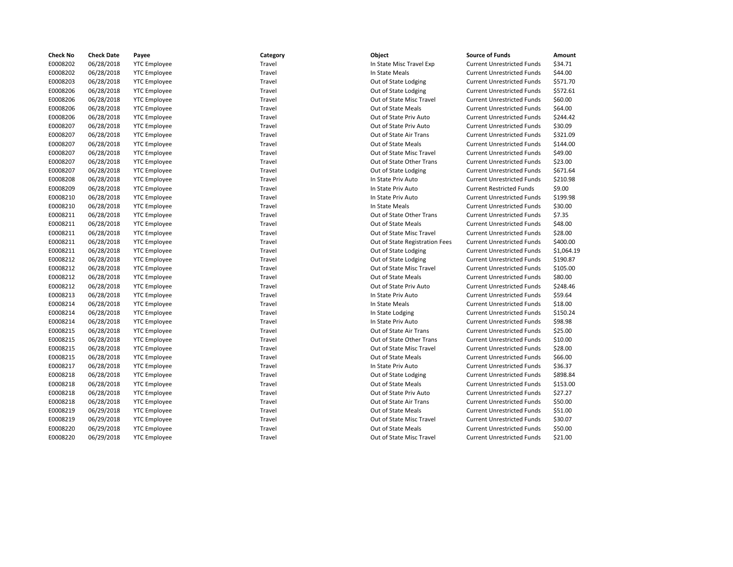| Check No | Check Date | Payee | Category | Object | Source of Funds | Amount |
|---|---|---|---|---|---|---|
| E0008202 | 06/28/2018 | YTC Employee | Travel | In State Misc Travel Exp | Current Unrestricted Funds | $34.71 |
| E0008202 | 06/28/2018 | YTC Employee | Travel | In State Meals | Current Unrestricted Funds | $44.00 |
| E0008203 | 06/28/2018 | YTC Employee | Travel | Out of State Lodging | Current Unrestricted Funds | $571.70 |
| E0008206 | 06/28/2018 | YTC Employee | Travel | Out of State Lodging | Current Unrestricted Funds | $572.61 |
| E0008206 | 06/28/2018 | YTC Employee | Travel | Out of State Misc Travel | Current Unrestricted Funds | $60.00 |
| E0008206 | 06/28/2018 | YTC Employee | Travel | Out of State Meals | Current Unrestricted Funds | $64.00 |
| E0008206 | 06/28/2018 | YTC Employee | Travel | Out of State Priv Auto | Current Unrestricted Funds | $244.42 |
| E0008207 | 06/28/2018 | YTC Employee | Travel | Out of State Priv Auto | Current Unrestricted Funds | $30.09 |
| E0008207 | 06/28/2018 | YTC Employee | Travel | Out of State Air Trans | Current Unrestricted Funds | $321.09 |
| E0008207 | 06/28/2018 | YTC Employee | Travel | Out of State Meals | Current Unrestricted Funds | $144.00 |
| E0008207 | 06/28/2018 | YTC Employee | Travel | Out of State Misc Travel | Current Unrestricted Funds | $49.00 |
| E0008207 | 06/28/2018 | YTC Employee | Travel | Out of State Other Trans | Current Unrestricted Funds | $23.00 |
| E0008207 | 06/28/2018 | YTC Employee | Travel | Out of State Lodging | Current Unrestricted Funds | $671.64 |
| E0008208 | 06/28/2018 | YTC Employee | Travel | In State Priv Auto | Current Unrestricted Funds | $210.98 |
| E0008209 | 06/28/2018 | YTC Employee | Travel | In State Priv Auto | Current Restricted Funds | $9.00 |
| E0008210 | 06/28/2018 | YTC Employee | Travel | In State Priv Auto | Current Unrestricted Funds | $199.98 |
| E0008210 | 06/28/2018 | YTC Employee | Travel | In State Meals | Current Unrestricted Funds | $30.00 |
| E0008211 | 06/28/2018 | YTC Employee | Travel | Out of State Other Trans | Current Unrestricted Funds | $7.35 |
| E0008211 | 06/28/2018 | YTC Employee | Travel | Out of State Meals | Current Unrestricted Funds | $48.00 |
| E0008211 | 06/28/2018 | YTC Employee | Travel | Out of State Misc Travel | Current Unrestricted Funds | $28.00 |
| E0008211 | 06/28/2018 | YTC Employee | Travel | Out of State Registration Fees | Current Unrestricted Funds | $400.00 |
| E0008211 | 06/28/2018 | YTC Employee | Travel | Out of State Lodging | Current Unrestricted Funds | $1,064.19 |
| E0008212 | 06/28/2018 | YTC Employee | Travel | Out of State Lodging | Current Unrestricted Funds | $190.87 |
| E0008212 | 06/28/2018 | YTC Employee | Travel | Out of State Misc Travel | Current Unrestricted Funds | $105.00 |
| E0008212 | 06/28/2018 | YTC Employee | Travel | Out of State Meals | Current Unrestricted Funds | $80.00 |
| E0008212 | 06/28/2018 | YTC Employee | Travel | Out of State Priv Auto | Current Unrestricted Funds | $248.46 |
| E0008213 | 06/28/2018 | YTC Employee | Travel | In State Priv Auto | Current Unrestricted Funds | $59.64 |
| E0008214 | 06/28/2018 | YTC Employee | Travel | In State Meals | Current Unrestricted Funds | $18.00 |
| E0008214 | 06/28/2018 | YTC Employee | Travel | In State Lodging | Current Unrestricted Funds | $150.24 |
| E0008214 | 06/28/2018 | YTC Employee | Travel | In State Priv Auto | Current Unrestricted Funds | $98.98 |
| E0008215 | 06/28/2018 | YTC Employee | Travel | Out of State Air Trans | Current Unrestricted Funds | $25.00 |
| E0008215 | 06/28/2018 | YTC Employee | Travel | Out of State Other Trans | Current Unrestricted Funds | $10.00 |
| E0008215 | 06/28/2018 | YTC Employee | Travel | Out of State Misc Travel | Current Unrestricted Funds | $28.00 |
| E0008215 | 06/28/2018 | YTC Employee | Travel | Out of State Meals | Current Unrestricted Funds | $66.00 |
| E0008217 | 06/28/2018 | YTC Employee | Travel | In State Priv Auto | Current Unrestricted Funds | $36.37 |
| E0008218 | 06/28/2018 | YTC Employee | Travel | Out of State Lodging | Current Unrestricted Funds | $898.84 |
| E0008218 | 06/28/2018 | YTC Employee | Travel | Out of State Meals | Current Unrestricted Funds | $153.00 |
| E0008218 | 06/28/2018 | YTC Employee | Travel | Out of State Priv Auto | Current Unrestricted Funds | $27.27 |
| E0008218 | 06/28/2018 | YTC Employee | Travel | Out of State Air Trans | Current Unrestricted Funds | $50.00 |
| E0008219 | 06/29/2018 | YTC Employee | Travel | Out of State Meals | Current Unrestricted Funds | $51.00 |
| E0008219 | 06/29/2018 | YTC Employee | Travel | Out of State Misc Travel | Current Unrestricted Funds | $30.07 |
| E0008220 | 06/29/2018 | YTC Employee | Travel | Out of State Meals | Current Unrestricted Funds | $50.00 |
| E0008220 | 06/29/2018 | YTC Employee | Travel | Out of State Misc Travel | Current Unrestricted Funds | $21.00 |